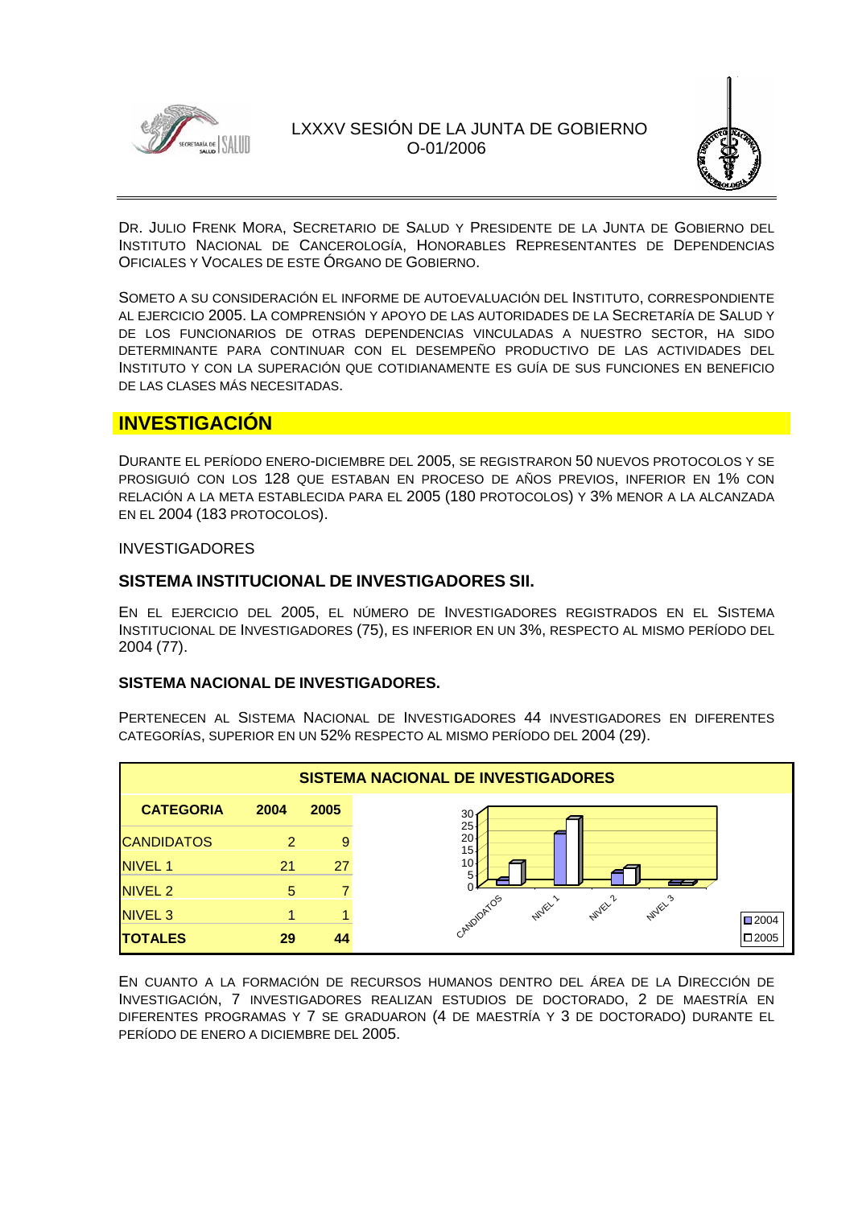LXXXV SESIÓN DE LA JUNTA DE GOBIERNO
O-01/2006

DR. JULIO FRENK MORA, SECRETARIO DE SALUD Y PRESIDENTE DE LA JUNTA DE GOBIERNO DEL INSTITUTO NACIONAL DE CANCEROLOGÍA, HONORABLES REPRESENTANTES DE DEPENDENCIAS OFICIALES Y VOCALES DE ESTE ÓRGANO DE GOBIERNO.

SOMETO A SU CONSIDERACIÓN EL INFORME DE AUTOEVALUACIÓN DEL INSTITUTO, CORRESPONDIENTE AL EJERCICIO 2005. LA COMPRENSIÓN Y APOYO DE LAS AUTORIDADES DE LA SECRETARÍA DE SALUD Y DE LOS FUNCIONARIOS DE OTRAS DEPENDENCIAS VINCULADAS A NUESTRO SECTOR, HA SIDO DETERMINANTE PARA CONTINUAR CON EL DESEMPEÑO PRODUCTIVO DE LAS ACTIVIDADES DEL INSTITUTO Y CON LA SUPERACIÓN QUE COTIDIANAMENTE ES GUÍA DE SUS FUNCIONES EN BENEFICIO DE LAS CLASES MÁS NECESITADAS.

# INVESTIGACIÓN

DURANTE EL PERÍODO ENERO-DICIEMBRE DEL 2005, SE REGISTRARON 50 NUEVOS PROTOCOLOS Y SE PROSIGUIÓ CON LOS 128 QUE ESTABAN EN PROCESO DE AÑOS PREVIOS, INFERIOR EN 1% CON RELACIÓN A LA META ESTABLECIDA PARA EL 2005 (180 PROTOCOLOS) Y 3% MENOR A LA ALCANZADA EN EL 2004 (183 PROTOCOLOS).

INVESTIGADORES

## SISTEMA INSTITUCIONAL DE INVESTIGADORES SII.

EN EL EJERCICIO DEL 2005, EL NÚMERO DE INVESTIGADORES REGISTRADOS EN EL SISTEMA INSTITUCIONAL DE INVESTIGADORES (75), ES INFERIOR EN UN 3%, RESPECTO AL MISMO PERÍODO DEL 2004 (77).

### SISTEMA NACIONAL DE INVESTIGADORES.

PERTENECEN AL SISTEMA NACIONAL DE INVESTIGADORES 44 INVESTIGADORES EN DIFERENTES CATEGORÍAS, SUPERIOR EN UN 52% RESPECTO AL MISMO PERÍODO DEL 2004 (29).

**SISTEMA NACIONAL DE INVESTIGADORES**

| CATEGORIA | 2004 | 2005 |
|---|---|---|
| CANDIDATOS | 2 | 9 |
| NIVEL 1 | 21 | 27 |
| NIVEL 2 | 5 | 7 |
| NIVEL 3 | 1 | 1 |
| **TOTALES** | **29** | **44** |

EN CUANTO A LA FORMACIÓN DE RECURSOS HUMANOS DENTRO DEL ÁREA DE LA DIRECCIÓN DE INVESTIGACIÓN, 7 INVESTIGADORES REALIZAN ESTUDIOS DE DOCTORADO, 2 DE MAESTRÍA EN DIFERENTES PROGRAMAS Y 7 SE GRADUARON (4 DE MAESTRÍA Y 3 DE DOCTORADO) DURANTE EL PERÍODO DE ENERO A DICIEMBRE DEL 2005.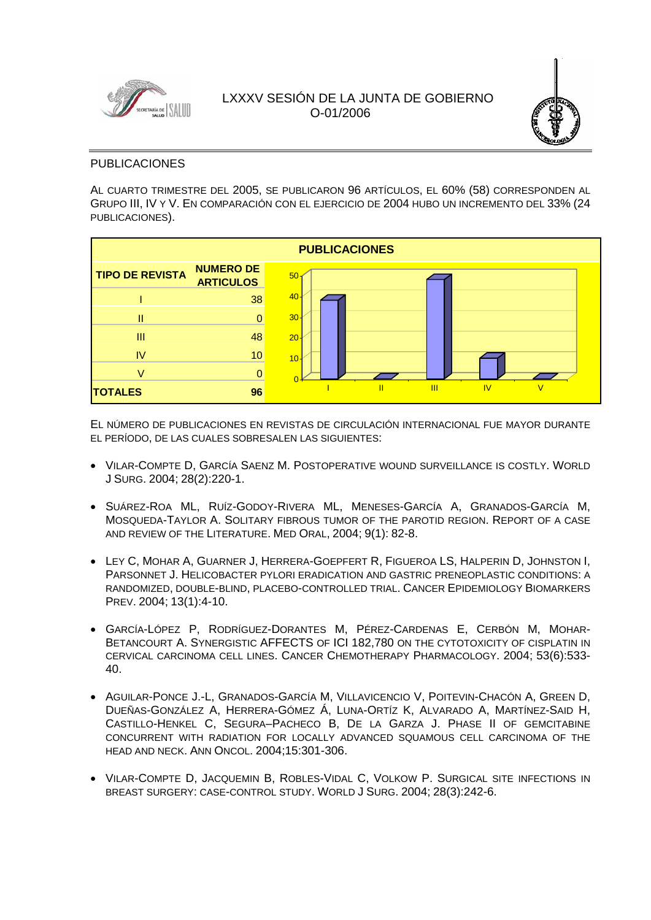## PUBLICACIONES

AL CUARTO TRIMESTRE DEL 2005, SE PUBLICARON 96 ARTÍCULOS, EL 60% (58) CORRESPONDEN AL GRUPO III, IV Y V. EN COMPARACIÓN CON EL EJERCICIO DE 2004 HUBO UN INCREMENTO DEL 33% (24 PUBLICACIONES).

**PUBLICACIONES**

| TIPO DE REVISTA | NUMERO DE ARTICULOS |
|---|---|
| I | 38 |
| II | 0 |
| III | 48 |
| IV | 10 |
| V | 0 |
| **TOTALES** | **96** |

EL NÚMERO DE PUBLICACIONES EN REVISTAS DE CIRCULACIÓN INTERNACIONAL FUE MAYOR DURANTE EL PERÍODO, DE LAS CUALES SOBRESALEN LAS SIGUIENTES:

- VILAR-COMPTE D, GARCÍA SAENZ M. POSTOPERATIVE WOUND SURVEILLANCE IS COSTLY. WORLD J SURG. 2004; 28(2):220-1.

- SUÁREZ-ROA ML, RUÍZ-GODOY-RIVERA ML, MENESES-GARCÍA A, GRANADOS-GARCÍA M, MOSQUEDA-TAYLOR A. SOLITARY FIBROUS TUMOR OF THE PAROTID REGION. REPORT OF A CASE AND REVIEW OF THE LITERATURE. MED ORAL, 2004; 9(1): 82-8.

- LEY C, MOHAR A, GUARNER J, HERRERA-GOEPFERT R, FIGUEROA LS, HALPERIN D, JOHNSTON I, PARSONNET J. HELICOBACTER PYLORI ERADICATION AND GASTRIC PRENEOPLASTIC CONDITIONS: A RANDOMIZED, DOUBLE-BLIND, PLACEBO-CONTROLLED TRIAL. CANCER EPIDEMIOLOGY BIOMARKERS PREV. 2004; 13(1):4-10.

- GARCÍA-LÓPEZ P, RODRÍGUEZ-DORANTES M, PÉREZ-CARDENAS E, CERBÓN M, MOHAR-BETANCOURT A. SYNERGISTIC AFFECTS OF ICI 182,780 ON THE CYTOTOXICITY OF CISPLATIN IN CERVICAL CARCINOMA CELL LINES. CANCER CHEMOTHERAPY PHARMACOLOGY. 2004; 53(6):533-40.

- AGUILAR-PONCE J.-L, GRANADOS-GARCÍA M, VILLAVICENCIO V, POITEVIN-CHACÓN A, GREEN D, DUEÑAS-GONZÁLEZ A, HERRERA-GÓMEZ Á, LUNA-ORTÍZ K, ALVARADO A, MARTÍNEZ-SAID H, CASTILLO-HENKEL C, SEGURA–PACHECO B, DE LA GARZA J. PHASE II OF GEMCITABINE CONCURRENT WITH RADIATION FOR LOCALLY ADVANCED SQUAMOUS CELL CARCINOMA OF THE HEAD AND NECK. ANN ONCOL. 2004;15:301-306.

- VILAR-COMPTE D, JACQUEMIN B, ROBLES-VIDAL C, VOLKOW P. SURGICAL SITE INFECTIONS IN BREAST SURGERY: CASE-CONTROL STUDY. WORLD J SURG. 2004; 28(3):242-6.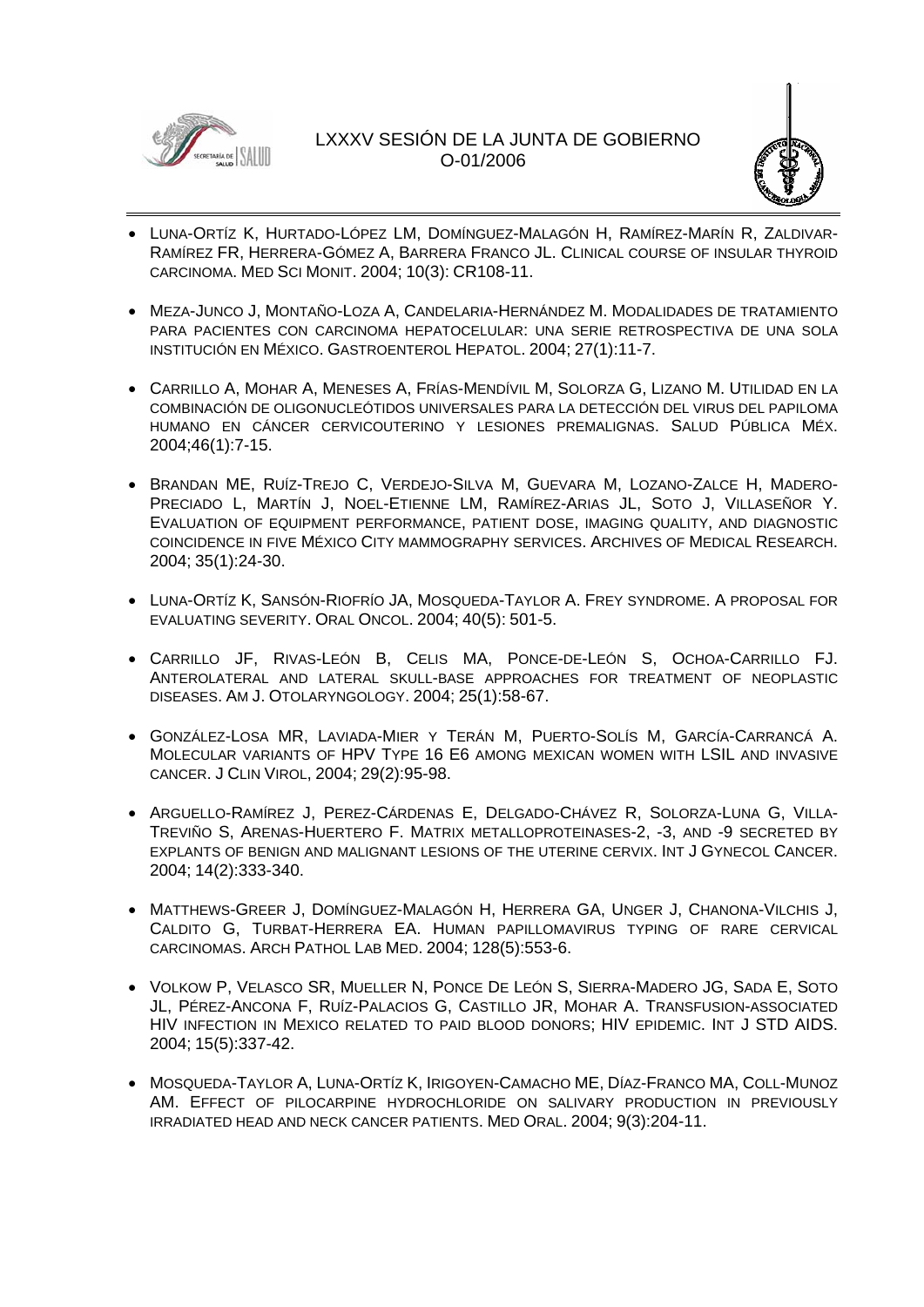- LUNA-ORTÍZ K, HURTADO-LÓPEZ LM, DOMÍNGUEZ-MALAGÓN H, RAMÍREZ-MARÍN R, ZALDIVAR-RAMÍREZ FR, HERRERA-GÓMEZ A, BARRERA FRANCO JL. CLINICAL COURSE OF INSULAR THYROID CARCINOMA. MED SCI MONIT. 2004; 10(3): CR108-11.

- MEZA-JUNCO J, MONTAÑO-LOZA A, CANDELARIA-HERNÁNDEZ M. MODALIDADES DE TRATAMIENTO PARA PACIENTES CON CARCINOMA HEPATOCELULAR: UNA SERIE RETROSPECTIVA DE UNA SOLA INSTITUCIÓN EN MÉXICO. GASTROENTEROL HEPATOL. 2004; 27(1):11-7.

- CARRILLO A, MOHAR A, MENESES A, FRÍAS-MENDÍVIL M, SOLORZA G, LIZANO M. UTILIDAD EN LA COMBINACIÓN DE OLIGONUCLEÓTIDOS UNIVERSALES PARA LA DETECCIÓN DEL VIRUS DEL PAPILOMA HUMANO EN CÁNCER CERVICOUTERINO Y LESIONES PREMALIGNAS. SALUD PÚBLICA MÉX. 2004;46(1):7-15.

- BRANDAN ME, RUÍZ-TREJO C, VERDEJO-SILVA M, GUEVARA M, LOZANO-ZALCE H, MADERO-PRECIADO L, MARTÍN J, NOEL-ETIENNE LM, RAMÍREZ-ARIAS JL, SOTO J, VILLASEÑOR Y. EVALUATION OF EQUIPMENT PERFORMANCE, PATIENT DOSE, IMAGING QUALITY, AND DIAGNOSTIC COINCIDENCE IN FIVE MÉXICO CITY MAMMOGRAPHY SERVICES. ARCHIVES OF MEDICAL RESEARCH. 2004; 35(1):24-30.

- LUNA-ORTÍZ K, SANSÓN-RIOFRÍO JA, MOSQUEDA-TAYLOR A. FREY SYNDROME. A PROPOSAL FOR EVALUATING SEVERITY. ORAL ONCOL. 2004; 40(5): 501-5.

- CARRILLO JF, RIVAS-LEÓN B, CELIS MA, PONCE-DE-LEÓN S, OCHOA-CARRILLO FJ. ANTEROLATERAL AND LATERAL SKULL-BASE APPROACHES FOR TREATMENT OF NEOPLASTIC DISEASES. AM J. OTOLARYNGOLOGY. 2004; 25(1):58-67.

- GONZÁLEZ-LOSA MR, LAVIADA-MIER Y TERÁN M, PUERTO-SOLÍS M, GARCÍA-CARRANCÁ A. MOLECULAR VARIANTS OF HPV TYPE 16 E6 AMONG MEXICAN WOMEN WITH LSIL AND INVASIVE CANCER. J CLIN VIROL, 2004; 29(2):95-98.

- ARGUELLO-RAMÍREZ J, PEREZ-CÁRDENAS E, DELGADO-CHÁVEZ R, SOLORZA-LUNA G, VILLA-TREVIÑO S, ARENAS-HUERTERO F. MATRIX METALLOPROTEINASES-2, -3, AND -9 SECRETED BY EXPLANTS OF BENIGN AND MALIGNANT LESIONS OF THE UTERINE CERVIX. INT J GYNECOL CANCER. 2004; 14(2):333-340.

- MATTHEWS-GREER J, DOMÍNGUEZ-MALAGÓN H, HERRERA GA, UNGER J, CHANONA-VILCHIS J, CALDITO G, TURBAT-HERRERA EA. HUMAN PAPILLOMAVIRUS TYPING OF RARE CERVICAL CARCINOMAS. ARCH PATHOL LAB MED. 2004; 128(5):553-6.

- VOLKOW P, VELASCO SR, MUELLER N, PONCE DE LEÓN S, SIERRA-MADERO JG, SADA E, SOTO JL, PÉREZ-ANCONA F, RUÍZ-PALACIOS G, CASTILLO JR, MOHAR A. TRANSFUSION-ASSOCIATED HIV INFECTION IN MEXICO RELATED TO PAID BLOOD DONORS; HIV EPIDEMIC. INT J STD AIDS. 2004; 15(5):337-42.

- MOSQUEDA-TAYLOR A, LUNA-ORTÍZ K, IRIGOYEN-CAMACHO ME, DÍAZ-FRANCO MA, COLL-MUNOZ AM. EFFECT OF PILOCARPINE HYDROCHLORIDE ON SALIVARY PRODUCTION IN PREVIOUSLY IRRADIATED HEAD AND NECK CANCER PATIENTS. MED ORAL. 2004; 9(3):204-11.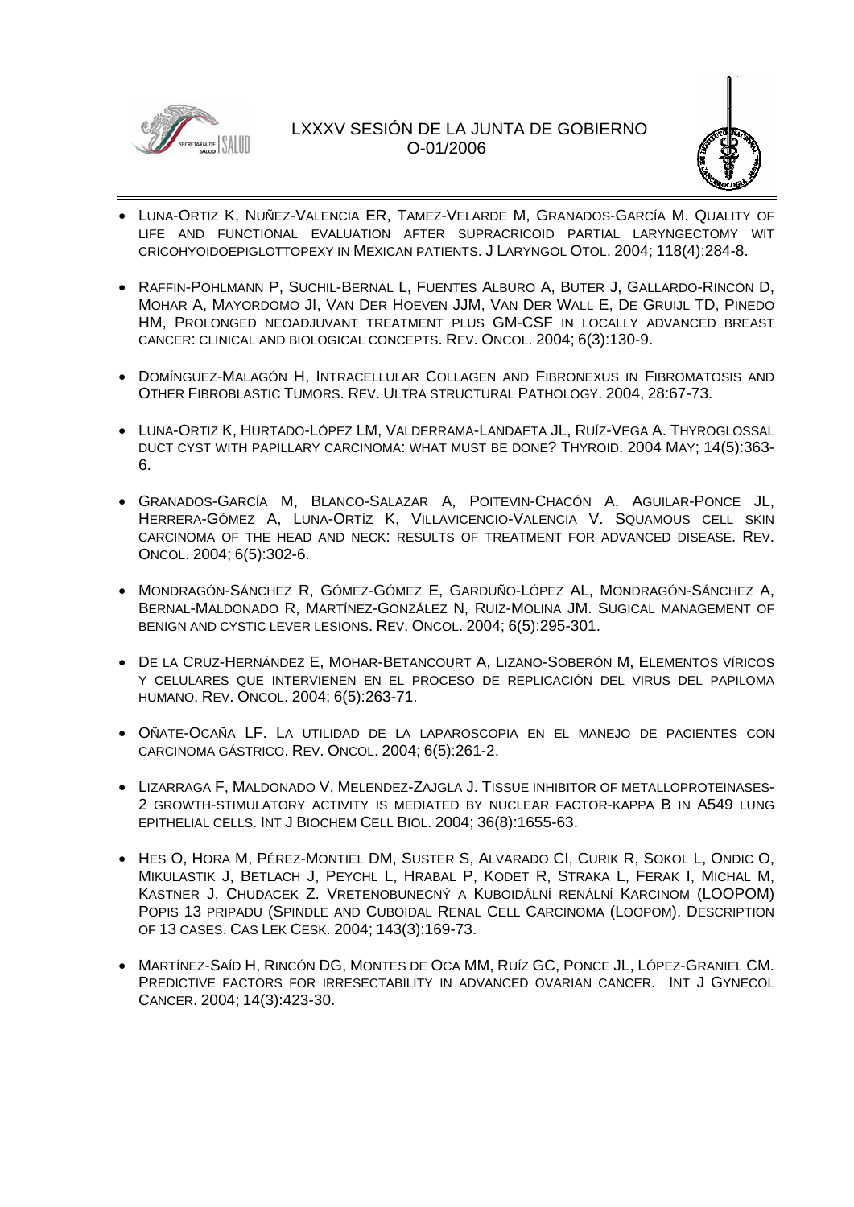- LUNA-ORTIZ K, NUÑEZ-VALENCIA ER, TAMEZ-VELARDE M, GRANADOS-GARCÍA M. QUALITY OF LIFE AND FUNCTIONAL EVALUATION AFTER SUPRACRICOID PARTIAL LARYNGECTOMY WIT CRICOHYOIDOEPIGLOTTOPEXY IN MEXICAN PATIENTS. J LARYNGOL OTOL. 2004; 118(4):284-8.

- RAFFIN-POHLMANN P, SUCHIL-BERNAL L, FUENTES ALBURO A, BUTER J, GALLARDO-RINCÓN D, MOHAR A, MAYORDOMO JI, VAN DER HOEVEN JJM, VAN DER WALL E, DE GRUIJL TD, PINEDO HM, PROLONGED NEOADJUVANT TREATMENT PLUS GM-CSF IN LOCALLY ADVANCED BREAST CANCER: CLINICAL AND BIOLOGICAL CONCEPTS. REV. ONCOL. 2004; 6(3):130-9.

- DOMÍNGUEZ-MALAGÓN H, INTRACELLULAR COLLAGEN AND FIBRONEXUS IN FIBROMATOSIS AND OTHER FIBROBLASTIC TUMORS. REV. ULTRA STRUCTURAL PATHOLOGY. 2004, 28:67-73.

- LUNA-ORTIZ K, HURTADO-LÓPEZ LM, VALDERRAMA-LANDAETA JL, RUÍZ-VEGA A. THYROGLOSSAL DUCT CYST WITH PAPILLARY CARCINOMA: WHAT MUST BE DONE? THYROID. 2004 MAY; 14(5):363-6.

- GRANADOS-GARCÍA M, BLANCO-SALAZAR A, POITEVIN-CHACÓN A, AGUILAR-PONCE JL, HERRERA-GÓMEZ A, LUNA-ORTÍZ K, VILLAVICENCIO-VALENCIA V. SQUAMOUS CELL SKIN CARCINOMA OF THE HEAD AND NECK: RESULTS OF TREATMENT FOR ADVANCED DISEASE. REV. ONCOL. 2004; 6(5):302-6.

- MONDRAGÓN-SÁNCHEZ R, GÓMEZ-GÓMEZ E, GARDUÑO-LÓPEZ AL, MONDRAGÓN-SÁNCHEZ A, BERNAL-MALDONADO R, MARTÍNEZ-GONZÁLEZ N, RUIZ-MOLINA JM. SUGICAL MANAGEMENT OF BENIGN AND CYSTIC LEVER LESIONS. REV. ONCOL. 2004; 6(5):295-301.

- DE LA CRUZ-HERNÁNDEZ E, MOHAR-BETANCOURT A, LIZANO-SOBERÓN M, ELEMENTOS VÍRICOS Y CELULARES QUE INTERVIENEN EN EL PROCESO DE REPLICACIÓN DEL VIRUS DEL PAPILOMA HUMANO. REV. ONCOL. 2004; 6(5):263-71.

- OÑATE-OCAÑA LF. LA UTILIDAD DE LA LAPAROSCOPIA EN EL MANEJO DE PACIENTES CON CARCINOMA GÁSTRICO. REV. ONCOL. 2004; 6(5):261-2.

- LIZARRAGA F, MALDONADO V, MELENDEZ-ZAJGLA J. TISSUE INHIBITOR OF METALLOPROTEINASES-2 GROWTH-STIMULATORY ACTIVITY IS MEDIATED BY NUCLEAR FACTOR-KAPPA B IN A549 LUNG EPITHELIAL CELLS. INT J BIOCHEM CELL BIOL. 2004; 36(8):1655-63.

- HES O, HORA M, PÉREZ-MONTIEL DM, SUSTER S, ALVARADO CI, CURIK R, SOKOL L, ONDIC O, MIKULASTIK J, BETLACH J, PEYCHL L, HRABAL P, KODET R, STRAKA L, FERAK I, MICHAL M, KASTNER J, CHUDACEK Z. VRETENOBUNECNÝ A KUBOIDÁLNÍ RENÁLNÍ KARCINOM (LOOPOM) POPIS 13 PRIPADU (SPINDLE AND CUBOIDAL RENAL CELL CARCINOMA (LOOPOM). DESCRIPTION OF 13 CASES. CAS LEK CESK. 2004; 143(3):169-73.

- MARTÍNEZ-SAÍD H, RINCÓN DG, MONTES DE OCA MM, RUÍZ GC, PONCE JL, LÓPEZ-GRANIEL CM. PREDICTIVE FACTORS FOR IRRESECTABILITY IN ADVANCED OVARIAN CANCER. INT J GYNECOL CANCER. 2004; 14(3):423-30.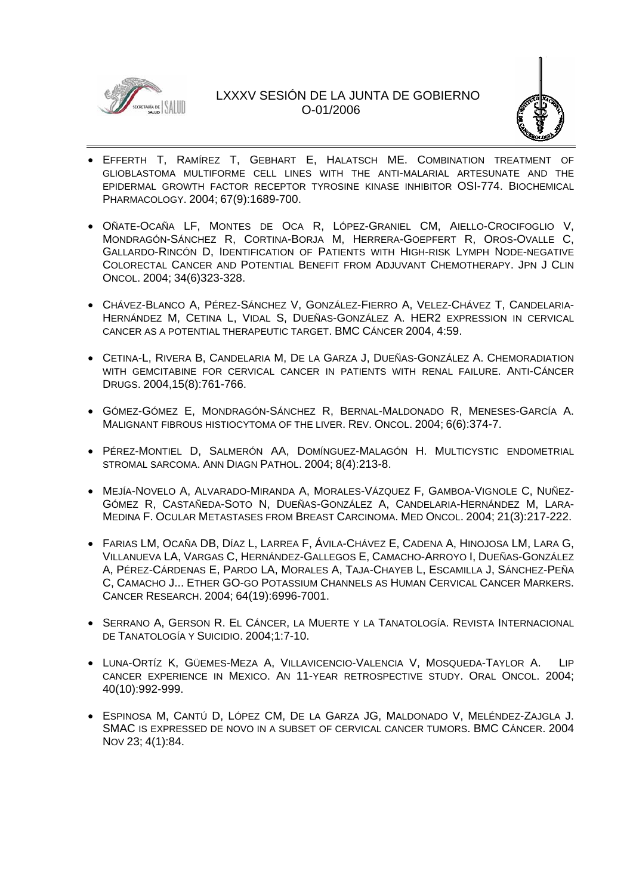- EFFERTH T, RAMÍREZ T, GEBHART E, HALATSCH ME. COMBINATION TREATMENT OF GLIOBLASTOMA MULTIFORME CELL LINES WITH THE ANTI-MALARIAL ARTESUNATE AND THE EPIDERMAL GROWTH FACTOR RECEPTOR TYROSINE KINASE INHIBITOR OSI-774. BIOCHEMICAL PHARMACOLOGY. 2004; 67(9):1689-700.

- OÑATE-OCAÑA LF, MONTES DE OCA R, LÓPEZ-GRANIEL CM, AIELLO-CROCIFOGLIO V, MONDRAGÓN-SÁNCHEZ R, CORTINA-BORJA M, HERRERA-GOEPFERT R, OROS-OVALLE C, GALLARDO-RINCÓN D, IDENTIFICATION OF PATIENTS WITH HIGH-RISK LYMPH NODE-NEGATIVE COLORECTAL CANCER AND POTENTIAL BENEFIT FROM ADJUVANT CHEMOTHERAPY. JPN J CLIN ONCOL. 2004; 34(6)323-328.

- CHÁVEZ-BLANCO A, PÉREZ-SÁNCHEZ V, GONZÁLEZ-FIERRO A, VELEZ-CHÁVEZ T, CANDELARIA-HERNÁNDEZ M, CETINA L, VIDAL S, DUEÑAS-GONZÁLEZ A. HER2 EXPRESSION IN CERVICAL CANCER AS A POTENTIAL THERAPEUTIC TARGET. BMC CÁNCER 2004, 4:59.

- CETINA-L, RIVERA B, CANDELARIA M, DE LA GARZA J, DUEÑAS-GONZÁLEZ A. CHEMORADIATION WITH GEMCITABINE FOR CERVICAL CANCER IN PATIENTS WITH RENAL FAILURE. ANTI-CÁNCER DRUGS. 2004,15(8):761-766.

- GÓMEZ-GÓMEZ E, MONDRAGÓN-SÁNCHEZ R, BERNAL-MALDONADO R, MENESES-GARCÍA A. MALIGNANT FIBROUS HISTIOCYTOMA OF THE LIVER. REV. ONCOL. 2004; 6(6):374-7.

- PÉREZ-MONTIEL D, SALMERÓN AA, DOMÍNGUEZ-MALAGÓN H. MULTICYSTIC ENDOMETRIAL STROMAL SARCOMA. ANN DIAGN PATHOL. 2004; 8(4):213-8.

- MEJÍA-NOVELO A, ALVARADO-MIRANDA A, MORALES-VÁZQUEZ F, GAMBOA-VIGNOLE C, NUÑEZ-GÓMEZ R, CASTAÑEDA-SOTO N, DUEÑAS-GONZÁLEZ A, CANDELARIA-HERNÁNDEZ M, LARA-MEDINA F. OCULAR METASTASES FROM BREAST CARCINOMA. MED ONCOL. 2004; 21(3):217-222.

- FARIAS LM, OCAÑA DB, DÍAZ L, LARREA F, ÁVILA-CHÁVEZ E, CADENA A, HINOJOSA LM, LARA G, VILLANUEVA LA, VARGAS C, HERNÁNDEZ-GALLEGOS E, CAMACHO-ARROYO I, DUEÑAS-GONZÁLEZ A, PÉREZ-CÁRDENAS E, PARDO LA, MORALES A, TAJA-CHAYEB L, ESCAMILLA J, SÁNCHEZ-PEÑA C, CAMACHO J... ETHER GO-GO POTASSIUM CHANNELS AS HUMAN CERVICAL CANCER MARKERS. CANCER RESEARCH. 2004; 64(19):6996-7001.

- SERRANO A, GERSON R. EL CÁNCER, LA MUERTE Y LA TANATOLOGÍA. REVISTA INTERNACIONAL DE TANATOLOGÍA Y SUICIDIO. 2004;1:7-10.

- LUNA-ORTÍZ K, GÜEMES-MEZA A, VILLAVICENCIO-VALENCIA V, MOSQUEDA-TAYLOR A. LIP CANCER EXPERIENCE IN MEXICO. AN 11-YEAR RETROSPECTIVE STUDY. ORAL ONCOL. 2004; 40(10):992-999.

- ESPINOSA M, CANTÚ D, LÓPEZ CM, DE LA GARZA JG, MALDONADO V, MELÉNDEZ-ZAJGLA J. SMAC IS EXPRESSED DE NOVO IN A SUBSET OF CERVICAL CANCER TUMORS. BMC CÁNCER. 2004 NOV 23; 4(1):84.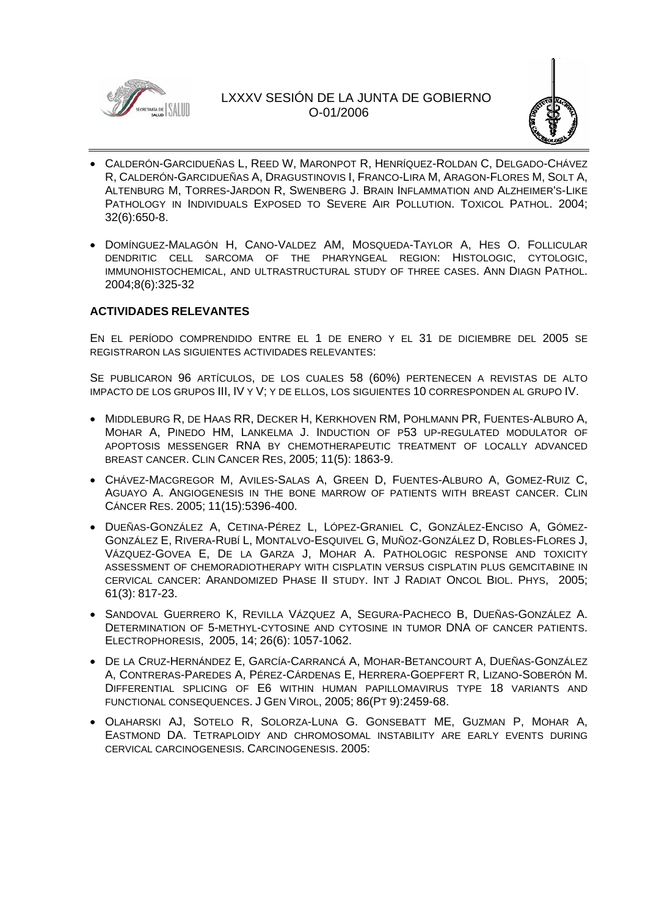- Calderón-Garcidueñas L, Reed W, Maronpot R, Henríquez-Roldan C, Delgado-Chávez R, Calderón-Garcidueñas A, Dragustinovis I, Franco-Lira M, Aragon-Flores M, Solt A, Altenburg M, Torres-Jardon R, Swenberg J. Brain Inflammation and Alzheimer's-Like Pathology in Individuals Exposed to Severe Air Pollution. Toxicol Pathol. 2004; 32(6):650-8.

- Domínguez-Malagón H, Cano-Valdez AM, Mosqueda-Taylor A, Hes O. Follicular dendritic cell sarcoma of the pharyngeal region: Histologic, cytologic, immunohistochemical, and ultrastructural study of three cases. Ann Diagn Pathol. 2004;8(6):325-32

**ACTIVIDADES RELEVANTES**

En el período comprendido entre el 1 de enero y el 31 de diciembre del 2005 se registraron las siguientes actividades relevantes:

Se publicaron 96 artículos, de los cuales 58 (60%) pertenecen a revistas de alto impacto de los grupos III, IV y V; y de ellos, los siguientes 10 corresponden al grupo IV.

- Middleburg R, de Haas RR, Decker H, Kerkhoven RM, Pohlmann PR, Fuentes-Alburo A, Mohar A, Pinedo HM, Lankelma J. Induction of p53 up-regulated modulator of apoptosis messenger RNA by chemotherapeutic treatment of locally advanced breast cancer. Clin Cancer Res, 2005; 11(5): 1863-9.

- Chávez-Macgregor M, Aviles-Salas A, Green D, Fuentes-Alburo A, Gomez-Ruiz C, Aguayo A. Angiogenesis in the bone marrow of patients with breast cancer. Clin Cáncer Res. 2005; 11(15):5396-400.

- Dueñas-González A, Cetina-Pérez L, López-Graniel C, González-Enciso A, Gómez-González E, Rivera-Rubí L, Montalvo-Esquivel G, Muñoz-González D, Robles-Flores J, Vázquez-Govea E, De la Garza J, Mohar A. Pathologic response and toxicity assessment of chemoradiotherapy with cisplatin versus cisplatin plus gemcitabine in cervical cancer: Arandomized Phase II study. Int J Radiat Oncol Biol. Phys, 2005; 61(3): 817-23.

- Sandoval Guerrero K, Revilla Vázquez A, Segura-Pacheco B, Dueñas-González A. Determination of 5-methyl-cytosine and cytosine in tumor DNA of cancer patients. Electrophoresis, 2005, 14; 26(6): 1057-1062.

- De la Cruz-Hernández E, García-Carrancá A, Mohar-Betancourt A, Dueñas-González A, Contreras-Paredes A, Pérez-Cárdenas E, Herrera-Goepfert R, Lizano-Soberón M. Differential splicing of E6 within human papillomavirus type 18 variants and functional consequences. J Gen Virol, 2005; 86(Pt 9):2459-68.

- Olaharski AJ, Sotelo R, Solorza-Luna G. Gonsebatt ME, Guzman P, Mohar A, Eastmond DA. Tetraploidy and chromosomal instability are early events during cervical carcinogenesis. Carcinogenesis. 2005: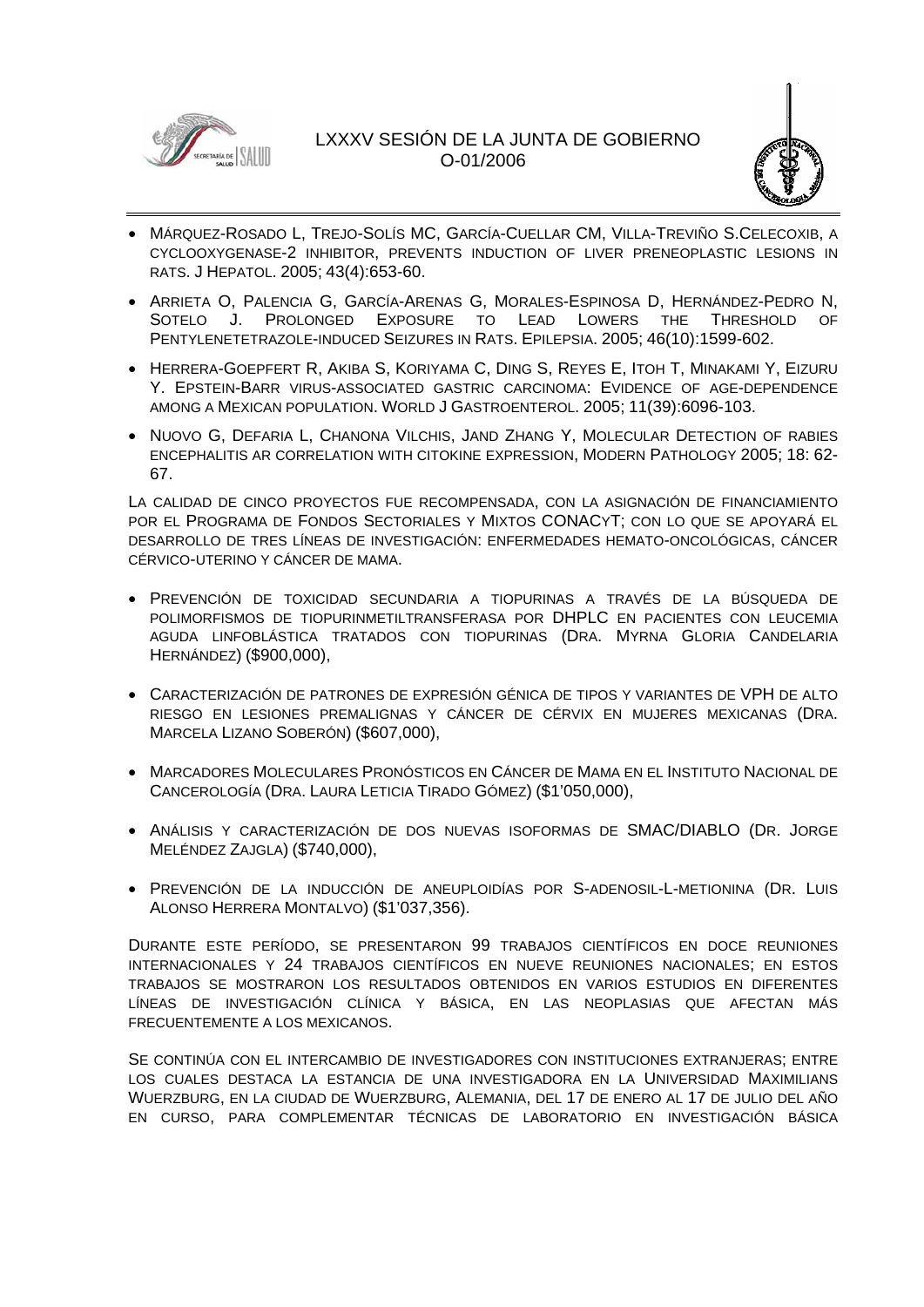- MÁRQUEZ-ROSADO L, TREJO-SOLÍS MC, GARCÍA-CUELLAR CM, VILLA-TREVIÑO S.CELECOXIB, A CYCLOOXYGENASE-2 INHIBITOR, PREVENTS INDUCTION OF LIVER PRENEOPLASTIC LESIONS IN RATS. J HEPATOL. 2005; 43(4):653-60.
- ARRIETA O, PALENCIA G, GARCÍA-ARENAS G, MORALES-ESPINOSA D, HERNÁNDEZ-PEDRO N, SOTELO J. PROLONGED EXPOSURE TO LEAD LOWERS THE THRESHOLD OF PENTYLENETETRAZOLE-INDUCED SEIZURES IN RATS. EPILEPSIA. 2005; 46(10):1599-602.
- HERRERA-GOEPFERT R, AKIBA S, KORIYAMA C, DING S, REYES E, ITOH T, MINAKAMI Y, EIZURU Y. EPSTEIN-BARR VIRUS-ASSOCIATED GASTRIC CARCINOMA: EVIDENCE OF AGE-DEPENDENCE AMONG A MEXICAN POPULATION. WORLD J GASTROENTEROL. 2005; 11(39):6096-103.
- NUOVO G, DEFARIA L, CHANONA VILCHIS, JAND ZHANG Y, MOLECULAR DETECTION OF RABIES ENCEPHALITIS AR CORRELATION WITH CITOKINE EXPRESSION, MODERN PATHOLOGY 2005; 18: 62-67.

LA CALIDAD DE CINCO PROYECTOS FUE RECOMPENSADA, CON LA ASIGNACIÓN DE FINANCIAMIENTO POR EL PROGRAMA DE FONDOS SECTORIALES Y MIXTOS CONACYT; CON LO QUE SE APOYARÁ EL DESARROLLO DE TRES LÍNEAS DE INVESTIGACIÓN: ENFERMEDADES HEMATO-ONCOLÓGICAS, CÁNCER CÉRVICO-UTERINO Y CÁNCER DE MAMA.

- PREVENCIÓN DE TOXICIDAD SECUNDARIA A TIOPURINAS A TRAVÉS DE LA BÚSQUEDA DE POLIMORFISMOS DE TIOPURINMETILTRANSFERASA POR DHPLC EN PACIENTES CON LEUCEMIA AGUDA LINFOBLÁSTICA TRATADOS CON TIOPURINAS (DRA. MYRNA GLORIA CANDELARIA HERNÁNDEZ) ($900,000),
- CARACTERIZACIÓN DE PATRONES DE EXPRESIÓN GÉNICA DE TIPOS Y VARIANTES DE VPH DE ALTO RIESGO EN LESIONES PREMALIGNAS Y CÁNCER DE CÉRVIX EN MUJERES MEXICANAS (DRA. MARCELA LIZANO SOBERÓN) ($607,000),
- MARCADORES MOLECULARES PRONÓSTICOS EN CÁNCER DE MAMA EN EL INSTITUTO NACIONAL DE CANCEROLOGÍA (DRA. LAURA LETICIA TIRADO GÓMEZ) ($1'050,000),
- ANÁLISIS Y CARACTERIZACIÓN DE DOS NUEVAS ISOFORMAS DE SMAC/DIABLO (DR. JORGE MELÉNDEZ ZAJGLA) ($740,000),
- PREVENCIÓN DE LA INDUCCIÓN DE ANEUPLOIDÍAS POR S-ADENOSIL-L-METIONINA (DR. LUIS ALONSO HERRERA MONTALVO) ($1'037,356).

DURANTE ESTE PERÍODO, SE PRESENTARON 99 TRABAJOS CIENTÍFICOS EN DOCE REUNIONES INTERNACIONALES Y 24 TRABAJOS CIENTÍFICOS EN NUEVE REUNIONES NACIONALES; EN ESTOS TRABAJOS SE MOSTRARON LOS RESULTADOS OBTENIDOS EN VARIOS ESTUDIOS EN DIFERENTES LÍNEAS DE INVESTIGACIÓN CLÍNICA Y BÁSICA, EN LAS NEOPLASIAS QUE AFECTAN MÁS FRECUENTEMENTE A LOS MEXICANOS.

SE CONTINÚA CON EL INTERCAMBIO DE INVESTIGADORES CON INSTITUCIONES EXTRANJERAS; ENTRE LOS CUALES DESTACA LA ESTANCIA DE UNA INVESTIGADORA EN LA UNIVERSIDAD MAXIMILIANS WUERZBURG, EN LA CIUDAD DE WUERZBURG, ALEMANIA, DEL 17 DE ENERO AL 17 DE JULIO DEL AÑO EN CURSO, PARA COMPLEMENTAR TÉCNICAS DE LABORATORIO EN INVESTIGACIÓN BÁSICA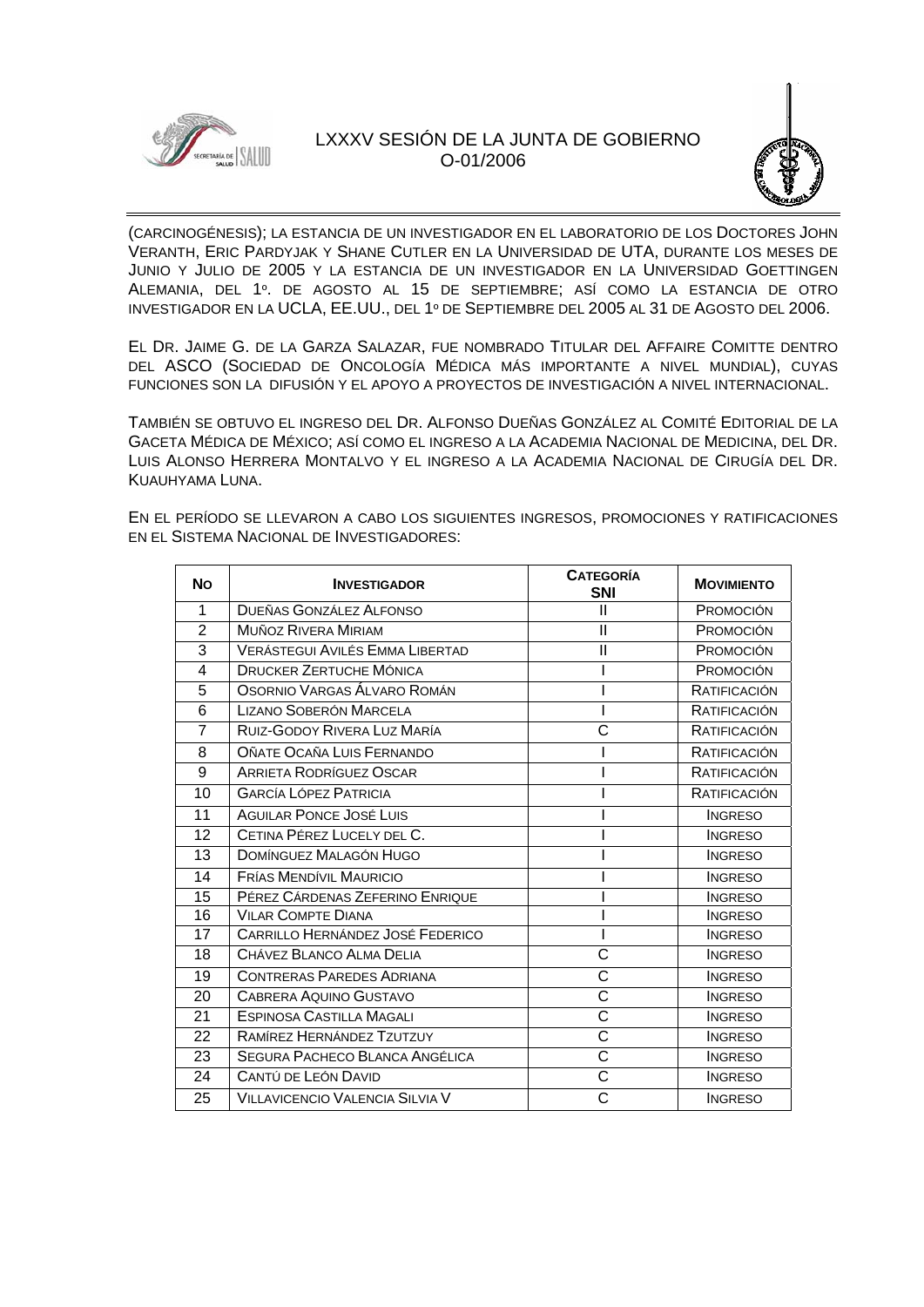(CARCINOGÉNESIS); LA ESTANCIA DE UN INVESTIGADOR EN EL LABORATORIO DE LOS DOCTORES JOHN VERANTH, ERIC PARDYJAK Y SHANE CUTLER EN LA UNIVERSIDAD DE UTA, DURANTE LOS MESES DE JUNIO Y JULIO DE 2005 Y LA ESTANCIA DE UN INVESTIGADOR EN LA UNIVERSIDAD GOETTINGEN ALEMANIA, DEL 1º. DE AGOSTO AL 15 DE SEPTIEMBRE; ASÍ COMO LA ESTANCIA DE OTRO INVESTIGADOR EN LA UCLA, EE.UU., DEL 1º DE SEPTIEMBRE DEL 2005 AL 31 DE AGOSTO DEL 2006.

EL DR. JAIME G. DE LA GARZA SALAZAR, FUE NOMBRADO TITULAR DEL AFFAIRE COMITTE DENTRO DEL ASCO (SOCIEDAD DE ONCOLOGÍA MÉDICA MÁS IMPORTANTE A NIVEL MUNDIAL), CUYAS FUNCIONES SON LA DIFUSIÓN Y EL APOYO A PROYECTOS DE INVESTIGACIÓN A NIVEL INTERNACIONAL.

TAMBIÉN SE OBTUVO EL INGRESO DEL DR. ALFONSO DUEÑAS GONZÁLEZ AL COMITÉ EDITORIAL DE LA GACETA MÉDICA DE MÉXICO; ASÍ COMO EL INGRESO A LA ACADEMIA NACIONAL DE MEDICINA, DEL DR. LUIS ALONSO HERRERA MONTALVO Y EL INGRESO A LA ACADEMIA NACIONAL DE CIRUGÍA DEL DR. KUAUHYAMA LUNA.

EN EL PERÍODO SE LLEVARON A CABO LOS SIGUIENTES INGRESOS, PROMOCIONES Y RATIFICACIONES EN EL SISTEMA NACIONAL DE INVESTIGADORES:

| NO | INVESTIGADOR | CATEGORÍA SNI | MOVIMIENTO |
|---|---|---|---|
| 1 | DUEÑAS GONZÁLEZ ALFONSO | II | PROMOCIÓN |
| 2 | MUÑOZ RIVERA MIRIAM | II | PROMOCIÓN |
| 3 | VERÁSTEGUI AVILÉS EMMA LIBERTAD | II | PROMOCIÓN |
| 4 | DRUCKER ZERTUCHE MÓNICA | I | PROMOCIÓN |
| 5 | OSORNIO VARGAS ÁLVARO ROMÁN | I | RATIFICACIÓN |
| 6 | LIZANO SOBERÓN MARCELA | I | RATIFICACIÓN |
| 7 | RUIZ-GODOY RIVERA LUZ MARÍA | C | RATIFICACIÓN |
| 8 | OÑATE OCAÑA LUIS FERNANDO | I | RATIFICACIÓN |
| 9 | ARRIETA RODRÍGUEZ OSCAR | I | RATIFICACIÓN |
| 10 | GARCÍA LÓPEZ PATRICIA | I | RATIFICACIÓN |
| 11 | AGUILAR PONCE JOSÉ LUIS | I | INGRESO |
| 12 | CETINA PÉREZ LUCELY DEL C. | I | INGRESO |
| 13 | DOMÍNGUEZ MALAGÓN HUGO | I | INGRESO |
| 14 | FRÍAS MENDÍVIL MAURICIO | I | INGRESO |
| 15 | PÉREZ CÁRDENAS ZEFERINO ENRIQUE | I | INGRESO |
| 16 | VILAR COMPTE DIANA | I | INGRESO |
| 17 | CARRILLO HERNÁNDEZ JOSÉ FEDERICO | I | INGRESO |
| 18 | CHÁVEZ BLANCO ALMA DELIA | C | INGRESO |
| 19 | CONTRERAS PAREDES ADRIANA | C | INGRESO |
| 20 | CABRERA AQUINO GUSTAVO | C | INGRESO |
| 21 | ESPINOSA CASTILLA MAGALI | C | INGRESO |
| 22 | RAMÍREZ HERNÁNDEZ TZUTZUY | C | INGRESO |
| 23 | SEGURA PACHECO BLANCA ANGÉLICA | C | INGRESO |
| 24 | CANTÚ DE LEÓN DAVID | C | INGRESO |
| 25 | VILLAVICENCIO VALENCIA SILVIA V | C | INGRESO |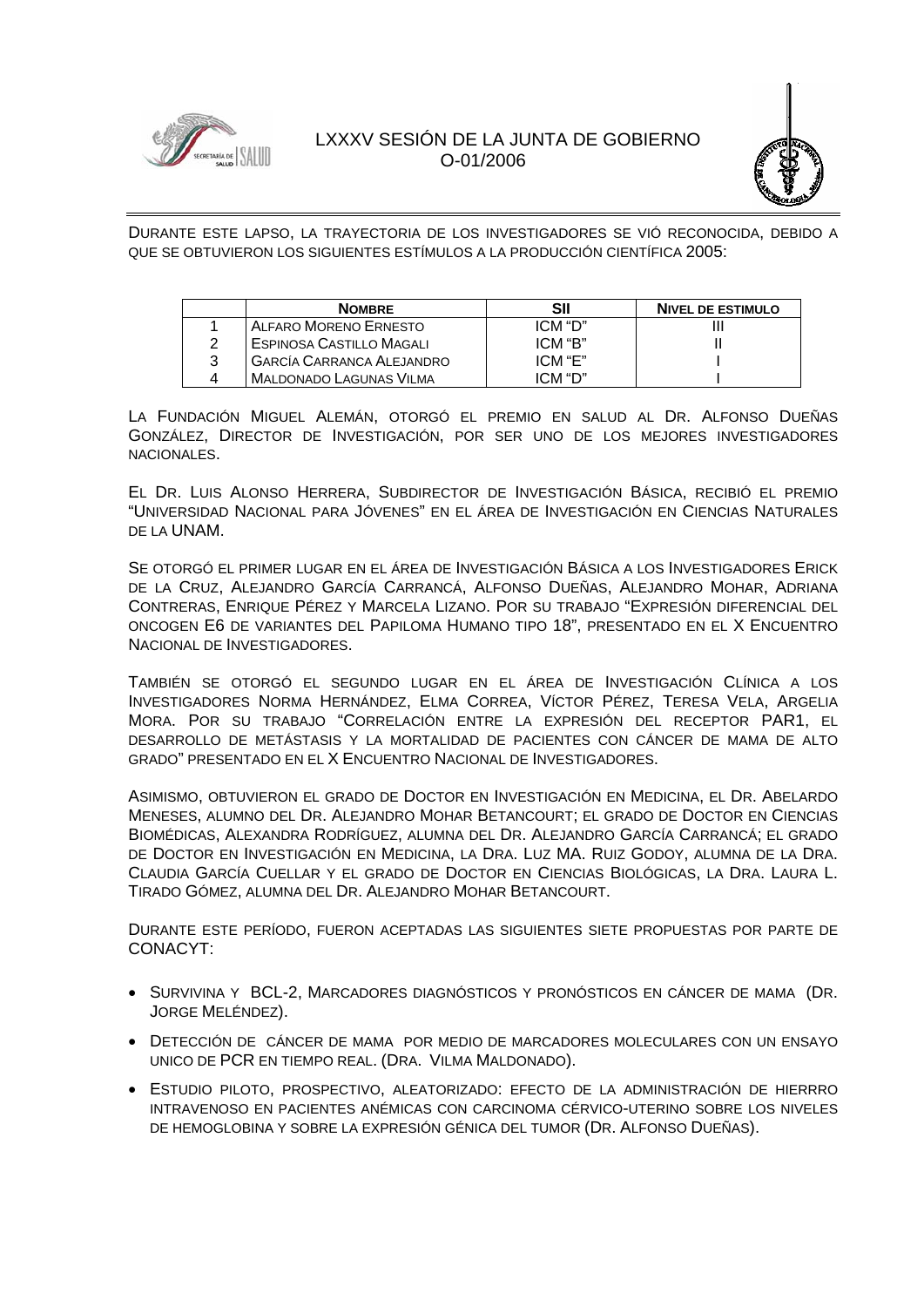Durante este lapso, la trayectoria de los investigadores se vió reconocida, debido a que se obtuvieron los siguientes estímulos a la producción científica 2005:

| | Nombre | SII | Nivel de estimulo |
|---|---|---|---|
| 1 | Alfaro Moreno Ernesto | ICM "D" | III |
| 2 | Espinosa Castillo Magali | ICM "B" | II |
| 3 | García Carranca Alejandro | ICM "E" | I |
| 4 | Maldonado Lagunas Vilma | ICM "D" | I |

La Fundación Miguel Alemán, otorgó el premio en salud al Dr. Alfonso Dueñas González, Director de Investigación, por ser uno de los mejores investigadores nacionales.

El Dr. Luis Alonso Herrera, Subdirector de Investigación Básica, recibió el premio "Universidad Nacional para Jóvenes" en el área de Investigación en Ciencias Naturales de la UNAM.

Se otorgó el primer lugar en el área de Investigación Básica a los Investigadores Erick de la Cruz, Alejandro García Carrancá, Alfonso Dueñas, Alejandro Mohar, Adriana Contreras, Enrique Pérez y Marcela Lizano. Por su trabajo "Expresión diferencial del oncogen E6 de variantes del Papiloma Humano tipo 18", presentado en el X Encuentro Nacional de Investigadores.

También se otorgó el segundo lugar en el área de Investigación Clínica a los Investigadores Norma Hernández, Elma Correa, Víctor Pérez, Teresa Vela, Argelia Mora. Por su trabajo "Correlación entre la expresión del receptor PAR1, el desarrollo de metástasis y la mortalidad de pacientes con cáncer de mama de alto grado" presentado en el X Encuentro Nacional de Investigadores.

Asimismo, obtuvieron el grado de Doctor en Investigación en Medicina, el Dr. Abelardo Meneses, alumno del Dr. Alejandro Mohar Betancourt; el grado de Doctor en Ciencias Biomédicas, Alexandra Rodríguez, alumna del Dr. Alejandro García Carrancá; el grado de Doctor en Investigación en Medicina, la Dra. Luz MA. Ruiz Godoy, alumna de la Dra. Claudia García Cuellar y el grado de Doctor en Ciencias Biológicas, la Dra. Laura L. Tirado Gómez, alumna del Dr. Alejandro Mohar Betancourt.

Durante este período, fueron aceptadas las siguientes siete propuestas por parte de CONACYT:

- Survivina y BCL-2, marcadores diagnósticos y pronósticos en cáncer de mama (Dr. Jorge Meléndez).
- Detección de cáncer de mama por medio de marcadores moleculares con un ensayo unico de PCR en tiempo real. (Dra. Vilma Maldonado).
- Estudio piloto, prospectivo, aleatorizado: efecto de la administración de hierrro intravenoso en pacientes anémicas con carcinoma cérvico-uterino sobre los niveles de hemoglobina y sobre la expresión génica del tumor (Dr. Alfonso Dueñas).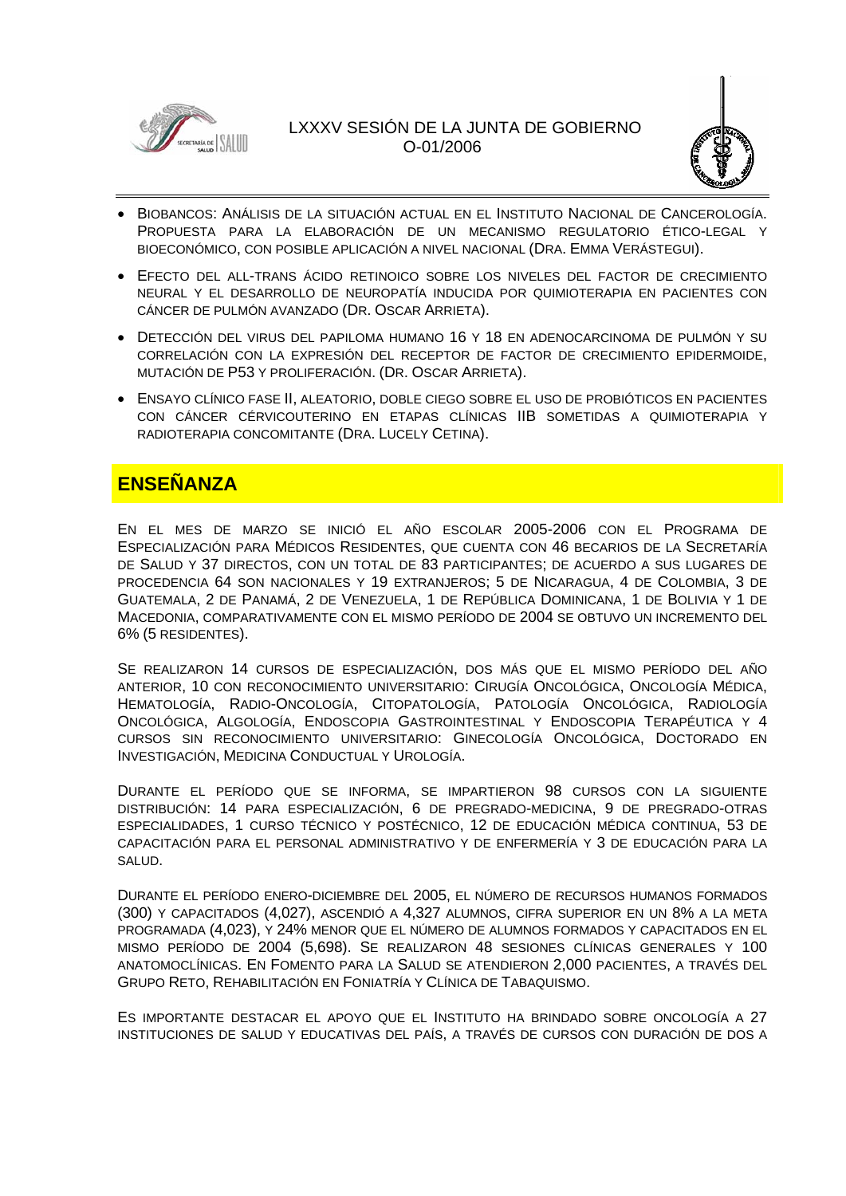- Biobancos: Análisis de la situación actual en el Instituto Nacional de Cancerología. Propuesta para la elaboración de un mecanismo regulatorio ético-legal y bioeconómico, con posible aplicación a nivel nacional (Dra. Emma Verástegui).
- Efecto del all-trans ácido retinoico sobre los niveles del factor de crecimiento neural y el desarrollo de neuropatía inducida por quimioterapia en pacientes con cáncer de pulmón avanzado (Dr. Oscar Arrieta).
- Detección del virus del papiloma humano 16 y 18 en adenocarcinoma de pulmón y su correlación con la expresión del receptor de factor de crecimiento epidermoide, mutación de P53 y proliferación. (Dr. Oscar Arrieta).
- Ensayo clínico fase II, aleatorio, doble ciego sobre el uso de probióticos en pacientes con cáncer cérvicouterino en etapas clínicas IIB sometidas a quimioterapia y radioterapia concomitante (Dra. Lucely Cetina).

## ENSEÑANZA

En el mes de marzo se inició el año escolar 2005-2006 con el Programa de Especialización para Médicos Residentes, que cuenta con 46 becarios de la Secretaría de Salud y 37 directos, con un total de 83 participantes; de acuerdo a sus lugares de procedencia 64 son nacionales y 19 extranjeros; 5 de Nicaragua, 4 de Colombia, 3 de Guatemala, 2 de Panamá, 2 de Venezuela, 1 de República Dominicana, 1 de Bolivia y 1 de Macedonia, comparativamente con el mismo período de 2004 se obtuvo un incremento del 6% (5 residentes).

Se realizaron 14 cursos de especialización, dos más que el mismo período del año anterior, 10 con reconocimiento universitario: Cirugía Oncológica, Oncología Médica, Hematología, Radio-Oncología, Citopatología, Patología Oncológica, Radiología Oncológica, Algología, Endoscopia Gastrointestinal y Endoscopia Terapéutica y 4 cursos sin reconocimiento universitario: Ginecología Oncológica, Doctorado en Investigación, Medicina Conductual y Urología.

Durante el período que se informa, se impartieron 98 cursos con la siguiente distribución: 14 para especialización, 6 de pregrado-medicina, 9 de pregrado-otras especialidades, 1 curso técnico y postécnico, 12 de educación médica continua, 53 de capacitación para el personal administrativo y de enfermería y 3 de educación para la salud.

Durante el período enero-diciembre del 2005, el número de recursos humanos formados (300) y capacitados (4,027), ascendió a 4,327 alumnos, cifra superior en un 8% a la meta programada (4,023), y 24% menor que el número de alumnos formados y capacitados en el mismo período de 2004 (5,698). Se realizaron 48 sesiones clínicas generales y 100 anatomoclínicas. En Fomento para la Salud se atendieron 2,000 pacientes, a través del Grupo Reto, Rehabilitación en Foniatría y Clínica de Tabaquismo.

Es importante destacar el apoyo que el Instituto ha brindado sobre oncología a 27 instituciones de salud y educativas del país, a través de cursos con duración de dos a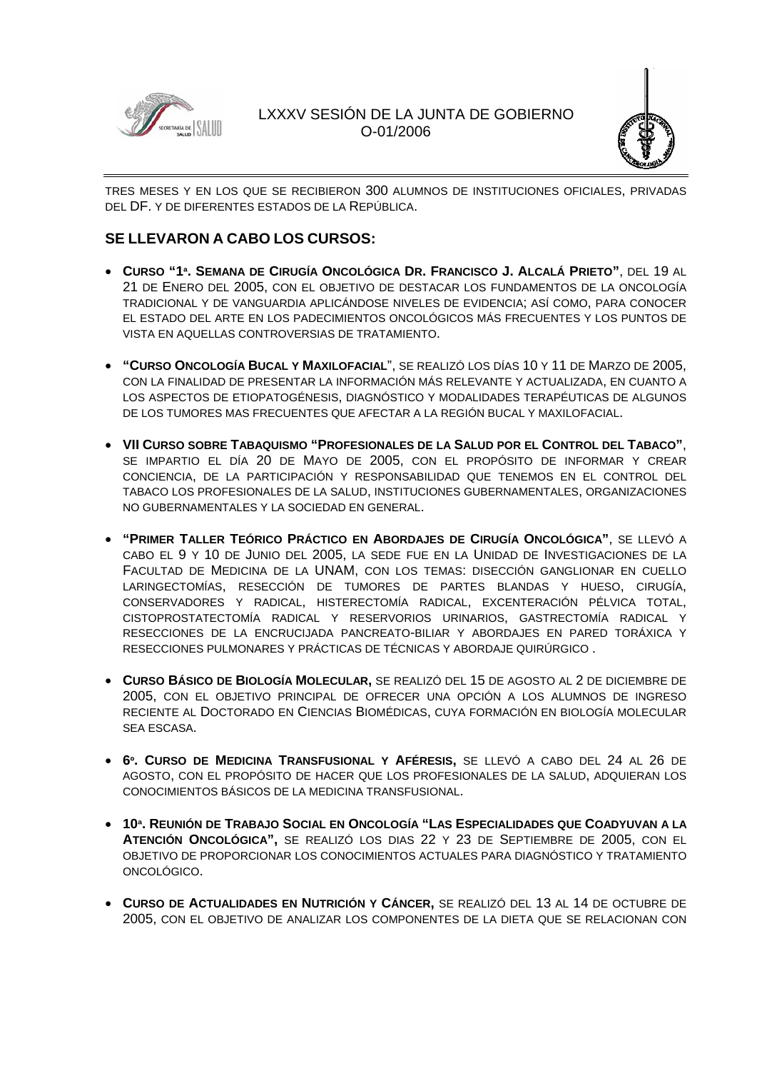TRES MESES Y EN LOS QUE SE RECIBIERON 300 ALUMNOS DE INSTITUCIONES OFICIALES, PRIVADAS DEL DF. Y DE DIFERENTES ESTADOS DE LA REPÚBLICA.

## SE LLEVARON A CABO LOS CURSOS:

- **CURSO "1ª. SEMANA DE CIRUGÍA ONCOLÓGICA DR. FRANCISCO J. ALCALÁ PRIETO"**, DEL 19 AL 21 DE ENERO DEL 2005, CON EL OBJETIVO DE DESTACAR LOS FUNDAMENTOS DE LA ONCOLOGÍA TRADICIONAL Y DE VANGUARDIA APLICÁNDOSE NIVELES DE EVIDENCIA; ASÍ COMO, PARA CONOCER EL ESTADO DEL ARTE EN LOS PADECIMIENTOS ONCOLÓGICOS MÁS FRECUENTES Y LOS PUNTOS DE VISTA EN AQUELLAS CONTROVERSIAS DE TRATAMIENTO.

- **"CURSO ONCOLOGÍA BUCAL Y MAXILOFACIAL**", SE REALIZÓ LOS DÍAS 10 Y 11 DE MARZO DE 2005, CON LA FINALIDAD DE PRESENTAR LA INFORMACIÓN MÁS RELEVANTE Y ACTUALIZADA, EN CUANTO A LOS ASPECTOS DE ETIOPATOGÉNESIS, DIAGNÓSTICO Y MODALIDADES TERAPÉUTICAS DE ALGUNOS DE LOS TUMORES MAS FRECUENTES QUE AFECTAR A LA REGIÓN BUCAL Y MAXILOFACIAL.

- **VII CURSO SOBRE TABAQUISMO "PROFESIONALES DE LA SALUD POR EL CONTROL DEL TABACO"**, SE IMPARTIO EL DÍA 20 DE MAYO DE 2005, CON EL PROPÓSITO DE INFORMAR Y CREAR CONCIENCIA, DE LA PARTICIPACIÓN Y RESPONSABILIDAD QUE TENEMOS EN EL CONTROL DEL TABACO LOS PROFESIONALES DE LA SALUD, INSTITUCIONES GUBERNAMENTALES, ORGANIZACIONES NO GUBERNAMENTALES Y LA SOCIEDAD EN GENERAL.

- **"PRIMER TALLER TEÓRICO PRÁCTICO EN ABORDAJES DE CIRUGÍA ONCOLÓGICA"**, SE LLEVÓ A CABO EL 9 Y 10 DE JUNIO DEL 2005, LA SEDE FUE EN LA UNIDAD DE INVESTIGACIONES DE LA FACULTAD DE MEDICINA DE LA UNAM, CON LOS TEMAS: DISECCIÓN GANGLIONAR EN CUELLO LARINGECTOMÍAS, RESECCIÓN DE TUMORES DE PARTES BLANDAS Y HUESO, CIRUGÍA, CONSERVADORES Y RADICAL, HISTERECTOMÍA RADICAL, EXCENTERACIÓN PÉLVICA TOTAL, CISTOPROSTATECTOMÍA RADICAL Y RESERVORIOS URINARIOS, GASTRECTOMÍA RADICAL Y RESECCIONES DE LA ENCRUCIJADA PANCREATO-BILIAR Y ABORDAJES EN PARED TORÁXICA Y RESECCIONES PULMONARES Y PRÁCTICAS DE TÉCNICAS Y ABORDAJE QUIRÚRGICO .

- **CURSO BÁSICO DE BIOLOGÍA MOLECULAR,** SE REALIZÓ DEL 15 DE AGOSTO AL 2 DE DICIEMBRE DE 2005, CON EL OBJETIVO PRINCIPAL DE OFRECER UNA OPCIÓN A LOS ALUMNOS DE INGRESO RECIENTE AL DOCTORADO EN CIENCIAS BIOMÉDICAS, CUYA FORMACIÓN EN BIOLOGÍA MOLECULAR SEA ESCASA.

- **6º. CURSO DE MEDICINA TRANSFUSIONAL Y AFÉRESIS,** SE LLEVÓ A CABO DEL 24 AL 26 DE AGOSTO, CON EL PROPÓSITO DE HACER QUE LOS PROFESIONALES DE LA SALUD, ADQUIERAN LOS CONOCIMIENTOS BÁSICOS DE LA MEDICINA TRANSFUSIONAL.

- **10ª. REUNIÓN DE TRABAJO SOCIAL EN ONCOLOGÍA "LAS ESPECIALIDADES QUE COADYUVAN A LA ATENCIÓN ONCOLÓGICA",** SE REALIZÓ LOS DIAS 22 Y 23 DE SEPTIEMBRE DE 2005, CON EL OBJETIVO DE PROPORCIONAR LOS CONOCIMIENTOS ACTUALES PARA DIAGNÓSTICO Y TRATAMIENTO ONCOLÓGICO.

- **CURSO DE ACTUALIDADES EN NUTRICIÓN Y CÁNCER,** SE REALIZÓ DEL 13 AL 14 DE OCTUBRE DE 2005, CON EL OBJETIVO DE ANALIZAR LOS COMPONENTES DE LA DIETA QUE SE RELACIONAN CON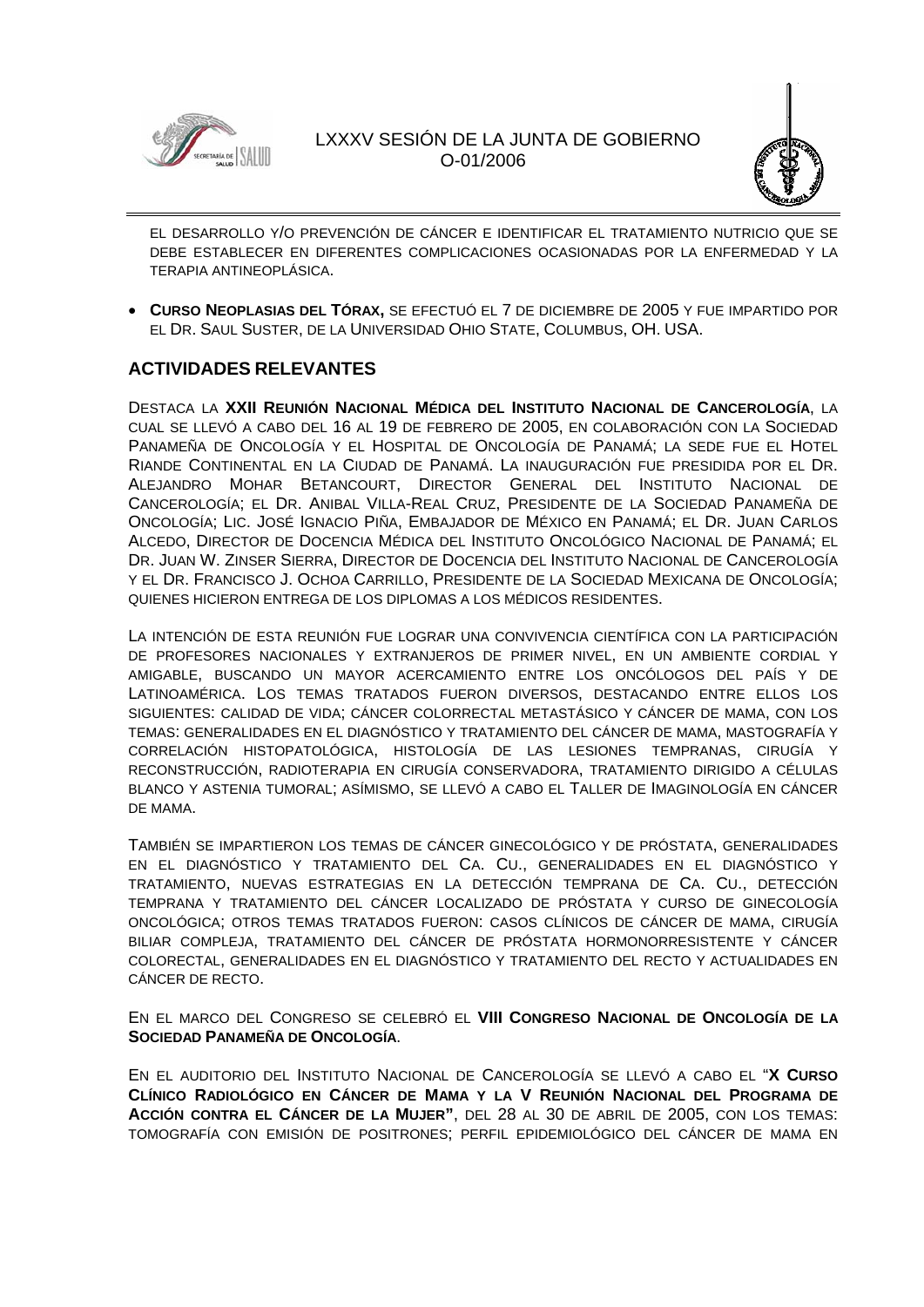EL DESARROLLO Y/O PREVENCIÓN DE CÁNCER E IDENTIFICAR EL TRATAMIENTO NUTRICIO QUE SE DEBE ESTABLECER EN DIFERENTES COMPLICACIONES OCASIONADAS POR LA ENFERMEDAD Y LA TERAPIA ANTINEOPLÁSICA.

- **CURSO NEOPLASIAS DEL TÓRAX,** SE EFECTUÓ EL 7 DE DICIEMBRE DE 2005 Y FUE IMPARTIDO POR EL DR. SAUL SUSTER, DE LA UNIVERSIDAD OHIO STATE, COLUMBUS, OH. USA.

## ACTIVIDADES RELEVANTES

DESTACA LA **XXII REUNIÓN NACIONAL MÉDICA DEL INSTITUTO NACIONAL DE CANCEROLOGÍA**, LA CUAL SE LLEVÓ A CABO DEL 16 AL 19 DE FEBRERO DE 2005, EN COLABORACIÓN CON LA SOCIEDAD PANAMEÑA DE ONCOLOGÍA Y EL HOSPITAL DE ONCOLOGÍA DE PANAMÁ; LA SEDE FUE EL HOTEL RIANDE CONTINENTAL EN LA CIUDAD DE PANAMÁ. LA INAUGURACIÓN FUE PRESIDIDA POR EL DR. ALEJANDRO MOHAR BETANCOURT, DIRECTOR GENERAL DEL INSTITUTO NACIONAL DE CANCEROLOGÍA; EL DR. ANIBAL VILLA-REAL CRUZ, PRESIDENTE DE LA SOCIEDAD PANAMEÑA DE ONCOLOGÍA; LIC. JOSÉ IGNACIO PIÑA, EMBAJADOR DE MÉXICO EN PANAMÁ; EL DR. JUAN CARLOS ALCEDO, DIRECTOR DE DOCENCIA MÉDICA DEL INSTITUTO ONCOLÓGICO NACIONAL DE PANAMÁ; EL DR. JUAN W. ZINSER SIERRA, DIRECTOR DE DOCENCIA DEL INSTITUTO NACIONAL DE CANCEROLOGÍA Y EL DR. FRANCISCO J. OCHOA CARRILLO, PRESIDENTE DE LA SOCIEDAD MEXICANA DE ONCOLOGÍA; QUIENES HICIERON ENTREGA DE LOS DIPLOMAS A LOS MÉDICOS RESIDENTES.

LA INTENCIÓN DE ESTA REUNIÓN FUE LOGRAR UNA CONVIVENCIA CIENTÍFICA CON LA PARTICIPACIÓN DE PROFESORES NACIONALES Y EXTRANJEROS DE PRIMER NIVEL, EN UN AMBIENTE CORDIAL Y AMIGABLE, BUSCANDO UN MAYOR ACERCAMIENTO ENTRE LOS ONCÓLOGOS DEL PAÍS Y DE LATINOAMÉRICA. LOS TEMAS TRATADOS FUERON DIVERSOS, DESTACANDO ENTRE ELLOS LOS SIGUIENTES: CALIDAD DE VIDA; CÁNCER COLORRECTAL METASTÁSICO Y CÁNCER DE MAMA, CON LOS TEMAS: GENERALIDADES EN EL DIAGNÓSTICO Y TRATAMIENTO DEL CÁNCER DE MAMA, MASTOGRAFÍA Y CORRELACIÓN HISTOPATOLÓGICA, HISTOLOGÍA DE LAS LESIONES TEMPRANAS, CIRUGÍA Y RECONSTRUCCIÓN, RADIOTERAPIA EN CIRUGÍA CONSERVADORA, TRATAMIENTO DIRIGIDO A CÉLULAS BLANCO Y ASTENIA TUMORAL; ASÍMISMO, SE LLEVÓ A CABO EL TALLER DE IMAGINOLOGÍA EN CÁNCER DE MAMA.

TAMBIÉN SE IMPARTIERON LOS TEMAS DE CÁNCER GINECOLÓGICO Y DE PRÓSTATA, GENERALIDADES EN EL DIAGNÓSTICO Y TRATAMIENTO DEL CA. CU., GENERALIDADES EN EL DIAGNÓSTICO Y TRATAMIENTO, NUEVAS ESTRATEGIAS EN LA DETECCIÓN TEMPRANA DE CA. CU., DETECCIÓN TEMPRANA Y TRATAMIENTO DEL CÁNCER LOCALIZADO DE PRÓSTATA Y CURSO DE GINECOLOGÍA ONCOLÓGICA; OTROS TEMAS TRATADOS FUERON: CASOS CLÍNICOS DE CÁNCER DE MAMA, CIRUGÍA BILIAR COMPLEJA, TRATAMIENTO DEL CÁNCER DE PRÓSTATA HORMONORRESISTENTE Y CÁNCER COLORECTAL, GENERALIDADES EN EL DIAGNÓSTICO Y TRATAMIENTO DEL RECTO Y ACTUALIDADES EN CÁNCER DE RECTO.

EN EL MARCO DEL CONGRESO SE CELEBRÓ EL **VIII CONGRESO NACIONAL DE ONCOLOGÍA DE LA SOCIEDAD PANAMEÑA DE ONCOLOGÍA**.

EN EL AUDITORIO DEL INSTITUTO NACIONAL DE CANCEROLOGÍA SE LLEVÓ A CABO EL "**X CURSO CLÍNICO RADIOLÓGICO EN CÁNCER DE MAMA Y LA V REUNIÓN NACIONAL DEL PROGRAMA DE ACCIÓN CONTRA EL CÁNCER DE LA MUJER"**, DEL 28 AL 30 DE ABRIL DE 2005, CON LOS TEMAS: TOMOGRAFÍA CON EMISIÓN DE POSITRONES; PERFIL EPIDEMIOLÓGICO DEL CÁNCER DE MAMA EN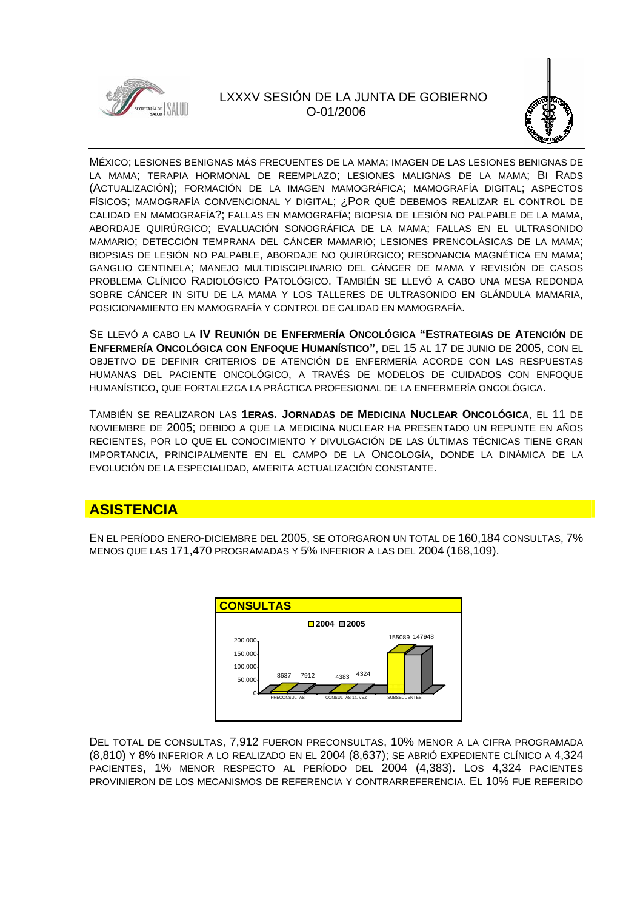MÉXICO; LESIONES BENIGNAS MÁS FRECUENTES DE LA MAMA; IMAGEN DE LAS LESIONES BENIGNAS DE LA MAMA; TERAPIA HORMONAL DE REEMPLAZO; LESIONES MALIGNAS DE LA MAMA; BI RADS (ACTUALIZACIÓN); FORMACIÓN DE LA IMAGEN MAMOGRÁFICA; MAMOGRAFÍA DIGITAL; ASPECTOS FÍSICOS; MAMOGRAFÍA CONVENCIONAL Y DIGITAL; ¿POR QUÉ DEBEMOS REALIZAR EL CONTROL DE CALIDAD EN MAMOGRAFÍA?; FALLAS EN MAMOGRAFÍA; BIOPSIA DE LESIÓN NO PALPABLE DE LA MAMA, ABORDAJE QUIRÚRGICO; EVALUACIÓN SONOGRÁFICA DE LA MAMA; FALLAS EN EL ULTRASONIDO MAMARIO; DETECCIÓN TEMPRANA DEL CÁNCER MAMARIO; LESIONES PRENCOLÁSICAS DE LA MAMA; BIOPSIAS DE LESIÓN NO PALPABLE, ABORDAJE NO QUIRÚRGICO; RESONANCIA MAGNÉTICA EN MAMA; GANGLIO CENTINELA; MANEJO MULTIDISCIPLINARIO DEL CÁNCER DE MAMA Y REVISIÓN DE CASOS PROBLEMA CLÍNICO RADIOLÓGICO PATOLÓGICO. TAMBIÉN SE LLEVÓ A CABO UNA MESA REDONDA SOBRE CÁNCER IN SITU DE LA MAMA Y LOS TALLERES DE ULTRASONIDO EN GLÁNDULA MAMARIA, POSICIONAMIENTO EN MAMOGRAFÍA Y CONTROL DE CALIDAD EN MAMOGRAFÍA.

SE LLEVÓ A CABO LA **IV REUNIÓN DE ENFERMERÍA ONCOLÓGICA "ESTRATEGIAS DE ATENCIÓN DE ENFERMERÍA ONCOLÓGICA CON ENFOQUE HUMANÍSTICO"**, DEL 15 AL 17 DE JUNIO DE 2005, CON EL OBJETIVO DE DEFINIR CRITERIOS DE ATENCIÓN DE ENFERMERÍA ACORDE CON LAS RESPUESTAS HUMANAS DEL PACIENTE ONCOLÓGICO, A TRAVÉS DE MODELOS DE CUIDADOS CON ENFOQUE HUMANÍSTICO, QUE FORTALEZCA LA PRÁCTICA PROFESIONAL DE LA ENFERMERÍA ONCOLÓGICA.

TAMBIÉN SE REALIZARON LAS **1ERAS. JORNADAS DE MEDICINA NUCLEAR ONCOLÓGICA**, EL 11 DE NOVIEMBRE DE 2005; DEBIDO A QUE LA MEDICINA NUCLEAR HA PRESENTADO UN REPUNTE EN AÑOS RECIENTES, POR LO QUE EL CONOCIMIENTO Y DIVULGACIÓN DE LAS ÚLTIMAS TÉCNICAS TIENE GRAN IMPORTANCIA, PRINCIPALMENTE EN EL CAMPO DE LA ONCOLOGÍA, DONDE LA DINÁMICA DE LA EVOLUCIÓN DE LA ESPECIALIDAD, AMERITA ACTUALIZACIÓN CONSTANTE.

## ASISTENCIA

EN EL PERÍODO ENERO-DICIEMBRE DEL 2005, SE OTORGARON UN TOTAL DE 160,184 CONSULTAS, 7% MENOS QUE LAS 171,470 PROGRAMADAS Y 5% INFERIOR A LAS DEL 2004 (168,109).

**CONSULTAS**

| | 2004 | 2005 |
|---|---|---|
| PRECONSULTAS | 8637 | 7912 |
| CONSULTAS 1a. VEZ | 4383 | 4324 |
| SUBSECUENTES | 155089 | 147948 |

DEL TOTAL DE CONSULTAS, 7,912 FUERON PRECONSULTAS, 10% MENOR A LA CIFRA PROGRAMADA (8,810) Y 8% INFERIOR A LO REALIZADO EN EL 2004 (8,637); SE ABRIÓ EXPEDIENTE CLÍNICO A 4,324 PACIENTES, 1% MENOR RESPECTO AL PERÍODO DEL 2004 (4,383). LOS 4,324 PACIENTES PROVINIERON DE LOS MECANISMOS DE REFERENCIA Y CONTRARREFERENCIA. EL 10% FUE REFERIDO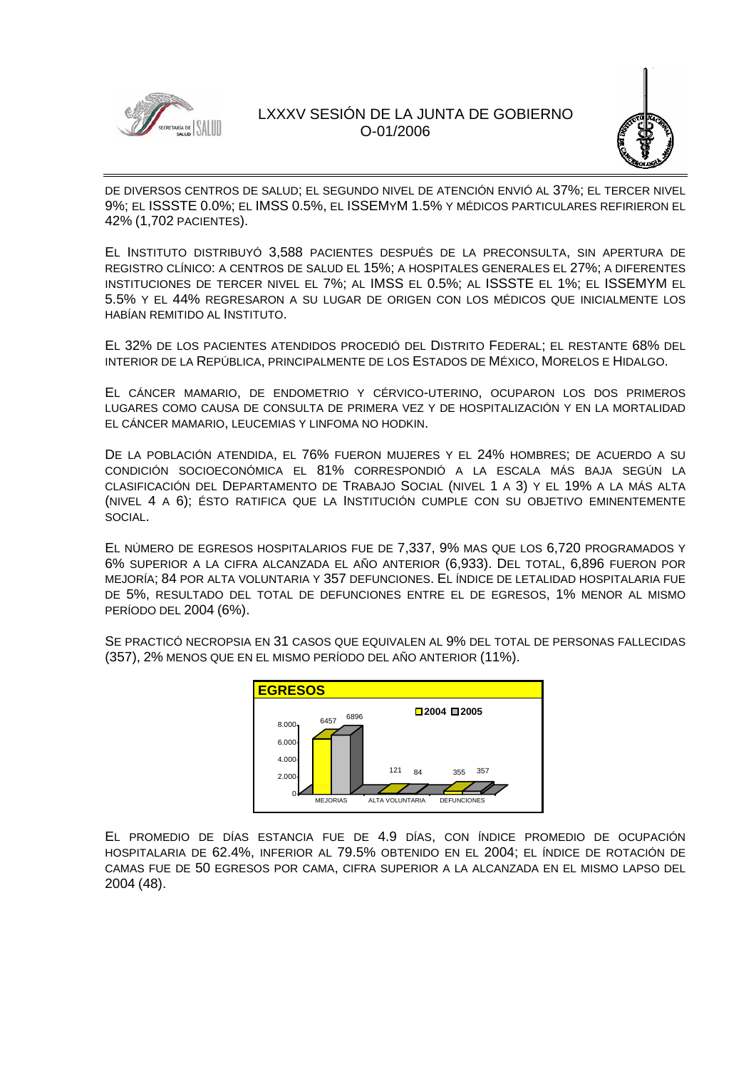DE DIVERSOS CENTROS DE SALUD; EL SEGUNDO NIVEL DE ATENCIÓN ENVIÓ AL 37%; EL TERCER NIVEL 9%; EL ISSSTE 0.0%; EL IMSS 0.5%, EL ISSEMYM 1.5% Y MÉDICOS PARTICULARES REFIRIERON EL 42% (1,702 PACIENTES).

EL INSTITUTO DISTRIBUYÓ 3,588 PACIENTES DESPUÉS DE LA PRECONSULTA, SIN APERTURA DE REGISTRO CLÍNICO: A CENTROS DE SALUD EL 15%; A HOSPITALES GENERALES EL 27%; A DIFERENTES INSTITUCIONES DE TERCER NIVEL EL 7%; AL IMSS EL 0.5%; AL ISSSTE EL 1%; EL ISSEMYM EL 5.5% Y EL 44% REGRESARON A SU LUGAR DE ORIGEN CON LOS MÉDICOS QUE INICIALMENTE LOS HABÍAN REMITIDO AL INSTITUTO.

EL 32% DE LOS PACIENTES ATENDIDOS PROCEDIÓ DEL DISTRITO FEDERAL; EL RESTANTE 68% DEL INTERIOR DE LA REPÚBLICA, PRINCIPALMENTE DE LOS ESTADOS DE MÉXICO, MORELOS E HIDALGO.

EL CÁNCER MAMARIO, DE ENDOMETRIO Y CÉRVICO-UTERINO, OCUPARON LOS DOS PRIMEROS LUGARES COMO CAUSA DE CONSULTA DE PRIMERA VEZ Y DE HOSPITALIZACIÓN Y EN LA MORTALIDAD EL CÁNCER MAMARIO, LEUCEMIAS Y LINFOMA NO HODKIN.

DE LA POBLACIÓN ATENDIDA, EL 76% FUERON MUJERES Y EL 24% HOMBRES; DE ACUERDO A SU CONDICIÓN SOCIOECONÓMICA EL 81% CORRESPONDIÓ A LA ESCALA MÁS BAJA SEGÚN LA CLASIFICACIÓN DEL DEPARTAMENTO DE TRABAJO SOCIAL (NIVEL 1 A 3) Y EL 19% A LA MÁS ALTA (NIVEL 4 A 6); ÉSTO RATIFICA QUE LA INSTITUCIÓN CUMPLE CON SU OBJETIVO EMINENTEMENTE SOCIAL.

EL NÚMERO DE EGRESOS HOSPITALARIOS FUE DE 7,337, 9% MAS QUE LOS 6,720 PROGRAMADOS Y 6% SUPERIOR A LA CIFRA ALCANZADA EL AÑO ANTERIOR (6,933). DEL TOTAL, 6,896 FUERON POR MEJORÍA; 84 POR ALTA VOLUNTARIA Y 357 DEFUNCIONES. EL ÍNDICE DE LETALIDAD HOSPITALARIA FUE DE 5%, RESULTADO DEL TOTAL DE DEFUNCIONES ENTRE EL DE EGRESOS, 1% MENOR AL MISMO PERÍODO DEL 2004 (6%).

SE PRACTICÓ NECROPSIA EN 31 CASOS QUE EQUIVALEN AL 9% DEL TOTAL DE PERSONAS FALLECIDAS (357), 2% MENOS QUE EN EL MISMO PERÍODO DEL AÑO ANTERIOR (11%).

**EGRESOS**

| | 2004 | 2005 |
|---|---|---|
| MEJORIAS | 6457 | 6896 |
| ALTA VOLUNTARIA | 121 | 84 |
| DEFUNCIONES | 355 | 357 |

EL PROMEDIO DE DÍAS ESTANCIA FUE DE 4.9 DÍAS, CON ÍNDICE PROMEDIO DE OCUPACIÓN HOSPITALARIA DE 62.4%, INFERIOR AL 79.5% OBTENIDO EN EL 2004; EL ÍNDICE DE ROTACIÓN DE CAMAS FUE DE 50 EGRESOS POR CAMA, CIFRA SUPERIOR A LA ALCANZADA EN EL MISMO LAPSO DEL 2004 (48).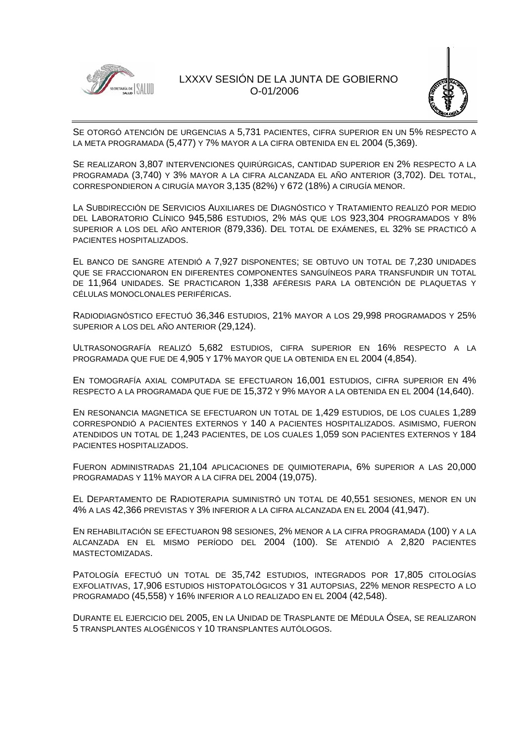SE OTORGÓ ATENCIÓN DE URGENCIAS A 5,731 PACIENTES, CIFRA SUPERIOR EN UN 5% RESPECTO A LA META PROGRAMADA (5,477) Y 7% MAYOR A LA CIFRA OBTENIDA EN EL 2004 (5,369).

SE REALIZARON 3,807 INTERVENCIONES QUIRÚRGICAS, CANTIDAD SUPERIOR EN 2% RESPECTO A LA PROGRAMADA (3,740) Y 3% MAYOR A LA CIFRA ALCANZADA EL AÑO ANTERIOR (3,702). DEL TOTAL, CORRESPONDIERON A CIRUGÍA MAYOR 3,135 (82%) Y 672 (18%) A CIRUGÍA MENOR.

LA SUBDIRECCIÓN DE SERVICIOS AUXILIARES DE DIAGNÓSTICO Y TRATAMIENTO REALIZÓ POR MEDIO DEL LABORATORIO CLÍNICO 945,586 ESTUDIOS, 2% MÁS QUE LOS 923,304 PROGRAMADOS Y 8% SUPERIOR A LOS DEL AÑO ANTERIOR (879,336). DEL TOTAL DE EXÁMENES, EL 32% SE PRACTICÓ A PACIENTES HOSPITALIZADOS.

EL BANCO DE SANGRE ATENDIÓ A 7,927 DISPONENTES; SE OBTUVO UN TOTAL DE 7,230 UNIDADES QUE SE FRACCIONARON EN DIFERENTES COMPONENTES SANGUÍNEOS PARA TRANSFUNDIR UN TOTAL DE 11,964 UNIDADES. SE PRACTICARON 1,338 AFÉRESIS PARA LA OBTENCIÓN DE PLAQUETAS Y CÉLULAS MONOCLONALES PERIFÉRICAS.

RADIODIAGNÓSTICO EFECTUÓ 36,346 ESTUDIOS, 21% MAYOR A LOS 29,998 PROGRAMADOS Y 25% SUPERIOR A LOS DEL AÑO ANTERIOR (29,124).

ULTRASONOGRAFÍA REALIZÓ 5,682 ESTUDIOS, CIFRA SUPERIOR EN 16% RESPECTO A LA PROGRAMADA QUE FUE DE 4,905 Y 17% MAYOR QUE LA OBTENIDA EN EL 2004 (4,854).

EN TOMOGRAFÍA AXIAL COMPUTADA SE EFECTUARON 16,001 ESTUDIOS, CIFRA SUPERIOR EN 4% RESPECTO A LA PROGRAMADA QUE FUE DE 15,372 Y 9% MAYOR A LA OBTENIDA EN EL 2004 (14,640).

EN RESONANCIA MAGNETICA SE EFECTUARON UN TOTAL DE 1,429 ESTUDIOS, DE LOS CUALES 1,289 CORRESPONDIÓ A PACIENTES EXTERNOS Y 140 A PACIENTES HOSPITALIZADOS. ASIMISMO, FUERON ATENDIDOS UN TOTAL DE 1,243 PACIENTES, DE LOS CUALES 1,059 SON PACIENTES EXTERNOS Y 184 PACIENTES HOSPITALIZADOS.

FUERON ADMINISTRADAS 21,104 APLICACIONES DE QUIMIOTERAPIA, 6% SUPERIOR A LAS 20,000 PROGRAMADAS Y 11% MAYOR A LA CIFRA DEL 2004 (19,075).

EL DEPARTAMENTO DE RADIOTERAPIA SUMINISTRÓ UN TOTAL DE 40,551 SESIONES, MENOR EN UN 4% A LAS 42,366 PREVISTAS Y 3% INFERIOR A LA CIFRA ALCANZADA EN EL 2004 (41,947).

EN REHABILITACIÓN SE EFECTUARON 98 SESIONES, 2% MENOR A LA CIFRA PROGRAMADA (100) Y A LA ALCANZADA EN EL MISMO PERÍODO DEL 2004 (100). SE ATENDIÓ A 2,820 PACIENTES MASTECTOMIZADAS.

PATOLOGÍA EFECTUÓ UN TOTAL DE 35,742 ESTUDIOS, INTEGRADOS POR 17,805 CITOLOGÍAS EXFOLIATIVAS, 17,906 ESTUDIOS HISTOPATOLÓGICOS Y 31 AUTOPSIAS, 22% MENOR RESPECTO A LO PROGRAMADO (45,558) Y 16% INFERIOR A LO REALIZADO EN EL 2004 (42,548).

DURANTE EL EJERCICIO DEL 2005, EN LA UNIDAD DE TRASPLANTE DE MÉDULA ÓSEA, SE REALIZARON 5 TRANSPLANTES ALOGÉNICOS Y 10 TRANSPLANTES AUTÓLOGOS.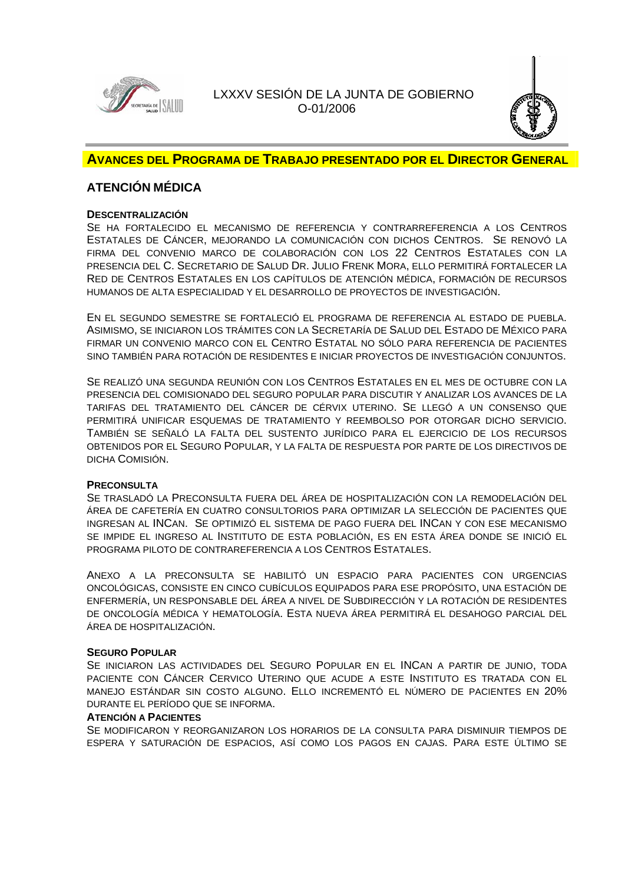## Avances del Programa de Trabajo presentado por el Director General

## ATENCIÓN MÉDICA

### DESCENTRALIZACIÓN

SE HA FORTALECIDO EL MECANISMO DE REFERENCIA Y CONTRARREFERENCIA A LOS CENTROS ESTATALES DE CÁNCER, MEJORANDO LA COMUNICACIÓN CON DICHOS CENTROS. SE RENOVÓ LA FIRMA DEL CONVENIO MARCO DE COLABORACIÓN CON LOS 22 CENTROS ESTATALES CON LA PRESENCIA DEL C. SECRETARIO DE SALUD DR. JULIO FRENK MORA, ELLO PERMITIRÁ FORTALECER LA RED DE CENTROS ESTATALES EN LOS CAPÍTULOS DE ATENCIÓN MÉDICA, FORMACIÓN DE RECURSOS HUMANOS DE ALTA ESPECIALIDAD Y EL DESARROLLO DE PROYECTOS DE INVESTIGACIÓN.

EN EL SEGUNDO SEMESTRE SE FORTALECIÓ EL PROGRAMA DE REFERENCIA AL ESTADO DE PUEBLA. ASIMISMO, SE INICIARON LOS TRÁMITES CON LA SECRETARÍA DE SALUD DEL ESTADO DE MÉXICO PARA FIRMAR UN CONVENIO MARCO CON EL CENTRO ESTATAL NO SÓLO PARA REFERENCIA DE PACIENTES SINO TAMBIÉN PARA ROTACIÓN DE RESIDENTES E INICIAR PROYECTOS DE INVESTIGACIÓN CONJUNTOS.

SE REALIZÓ UNA SEGUNDA REUNIÓN CON LOS CENTROS ESTATALES EN EL MES DE OCTUBRE CON LA PRESENCIA DEL COMISIONADO DEL SEGURO POPULAR PARA DISCUTIR Y ANALIZAR LOS AVANCES DE LA TARIFAS DEL TRATAMIENTO DEL CÁNCER DE CÉRVIX UTERINO. SE LLEGÓ A UN CONSENSO QUE PERMITIRÁ UNIFICAR ESQUEMAS DE TRATAMIENTO Y REEMBOLSO POR OTORGAR DICHO SERVICIO. TAMBIÉN SE SEÑALÓ LA FALTA DEL SUSTENTO JURÍDICO PARA EL EJERCICIO DE LOS RECURSOS OBTENIDOS POR EL SEGURO POPULAR, Y LA FALTA DE RESPUESTA POR PARTE DE LOS DIRECTIVOS DE DICHA COMISIÓN.

### PRECONSULTA

SE TRASLADÓ LA PRECONSULTA FUERA DEL ÁREA DE HOSPITALIZACIÓN CON LA REMODELACIÓN DEL ÁREA DE CAFETERÍA EN CUATRO CONSULTORIOS PARA OPTIMIZAR LA SELECCIÓN DE PACIENTES QUE INGRESAN AL INCAN. SE OPTIMIZÓ EL SISTEMA DE PAGO FUERA DEL INCAN Y CON ESE MECANISMO SE IMPIDE EL INGRESO AL INSTITUTO DE ESTA POBLACIÓN, ES EN ESTA ÁREA DONDE SE INICIÓ EL PROGRAMA PILOTO DE CONTRAREFERENCIA A LOS CENTROS ESTATALES.

ANEXO A LA PRECONSULTA SE HABILITÓ UN ESPACIO PARA PACIENTES CON URGENCIAS ONCOLÓGICAS, CONSISTE EN CINCO CUBÍCULOS EQUIPADOS PARA ESE PROPÓSITO, UNA ESTACIÓN DE ENFERMERÍA, UN RESPONSABLE DEL ÁREA A NIVEL DE SUBDIRECCIÓN Y LA ROTACIÓN DE RESIDENTES DE ONCOLOGÍA MÉDICA Y HEMATOLOGÍA. ESTA NUEVA ÁREA PERMITIRÁ EL DESAHOGO PARCIAL DEL ÁREA DE HOSPITALIZACIÓN.

### SEGURO POPULAR

SE INICIARON LAS ACTIVIDADES DEL SEGURO POPULAR EN EL INCAN A PARTIR DE JUNIO, TODA PACIENTE CON CÁNCER CERVICO UTERINO QUE ACUDE A ESTE INSTITUTO ES TRATADA CON EL MANEJO ESTÁNDAR SIN COSTO ALGUNO. ELLO INCREMENTÓ EL NÚMERO DE PACIENTES EN 20% DURANTE EL PERÍODO QUE SE INFORMA.

### ATENCIÓN A PACIENTES

SE MODIFICARON Y REORGANIZARON LOS HORARIOS DE LA CONSULTA PARA DISMINUIR TIEMPOS DE ESPERA Y SATURACIÓN DE ESPACIOS, ASÍ COMO LOS PAGOS EN CAJAS. PARA ESTE ÚLTIMO SE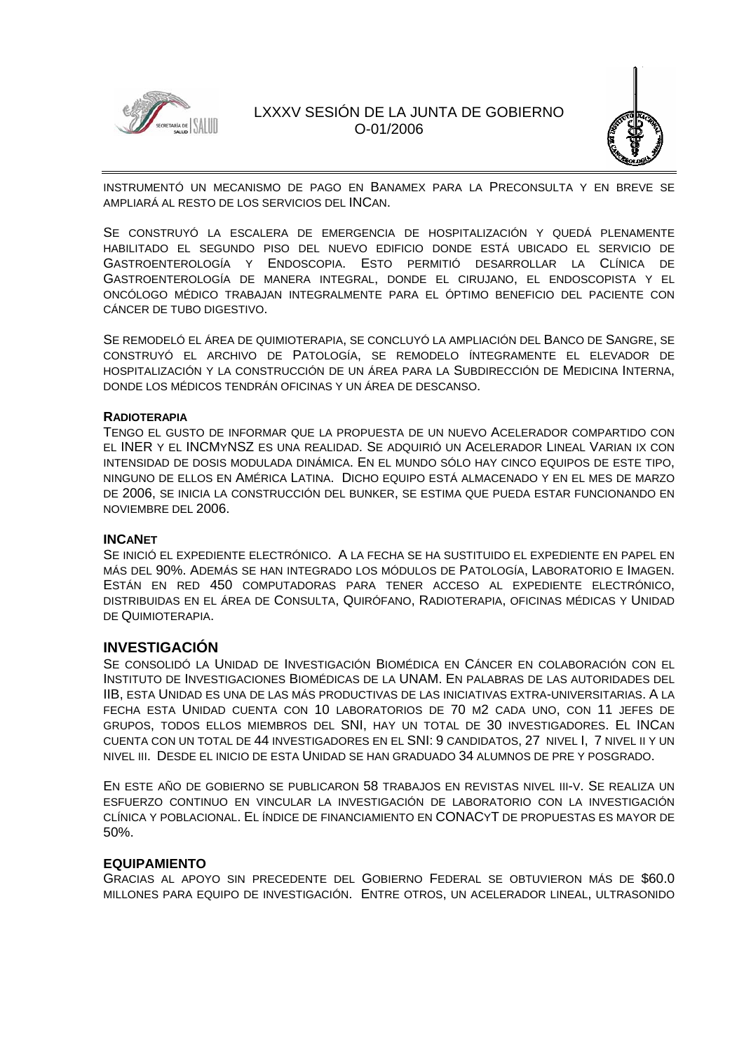instrumentó un mecanismo de pago en Banamex para la Preconsulta y en breve se ampliará al resto de los servicios del INCan.

Se construyó la escalera de emergencia de hospitalización y quedá plenamente habilitado el segundo piso del nuevo edificio donde está ubicado el servicio de Gastroenterología y Endoscopia. Esto permitió desarrollar la Clínica de Gastroenterología de manera integral, donde el cirujano, el endoscopista y el oncólogo médico trabajan integralmente para el óptimo beneficio del paciente con cáncer de tubo digestivo.

Se remodeló el área de quimioterapia, se concluyó la ampliación del Banco de Sangre, se construyó el archivo de Patología, se remodelo íntegramente el elevador de hospitalización y la construcción de un área para la Subdirección de Medicina Interna, donde los médicos tendrán oficinas y un área de descanso.

**Radioterapia**

Tengo el gusto de informar que la propuesta de un nuevo Acelerador compartido con el INER y el INCMyNSZ es una realidad. Se adquirió un Acelerador Lineal Varian ix con intensidad de dosis modulada dinámica. En el mundo sólo hay cinco equipos de este tipo, ninguno de ellos en América Latina. Dicho equipo está almacenado y en el mes de marzo de 2006, se inicia la construcción del bunker, se estima que pueda estar funcionando en noviembre del 2006.

**INCaNet**

Se inició el expediente electrónico. A la fecha se ha sustituido el expediente en papel en más del 90%. Además se han integrado los módulos de Patología, Laboratorio e Imagen. Están en red 450 computadoras para tener acceso al expediente electrónico, distribuidas en el área de Consulta, Quirófano, Radioterapia, oficinas médicas y Unidad de Quimioterapia.

## INVESTIGACIÓN

Se consolidó la Unidad de Investigación Biomédica en Cáncer en colaboración con el Instituto de Investigaciones Biomédicas de la UNAM. En palabras de las autoridades del IIB, esta Unidad es una de las más productivas de las iniciativas extra-universitarias. A la fecha esta Unidad cuenta con 10 laboratorios de 70 m2 cada uno, con 11 jefes de grupos, todos ellos miembros del SNI, hay un total de 30 investigadores. El INCan cuenta con un total de 44 investigadores en el SNI: 9 candidatos, 27 nivel I, 7 nivel II y un nivel III. Desde el inicio de esta Unidad se han graduado 34 alumnos de pre y posgrado.

En este año de gobierno se publicaron 58 trabajos en revistas nivel III-V. Se realiza un esfuerzo continuo en vincular la investigación de laboratorio con la investigación clínica y poblacional. El índice de financiamiento en CONACyT de propuestas es mayor de 50%.

**EQUIPAMIENTO**

Gracias al apoyo sin precedente del Gobierno Federal se obtuvieron más de $60.0 millones para equipo de investigación. Entre otros, un acelerador lineal, ultrasonido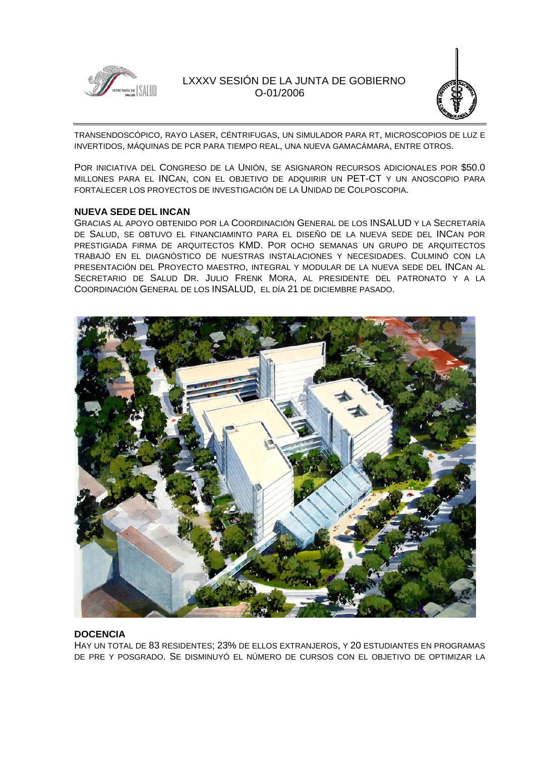TRANSENDOSCÓPICO, RAYO LASER, CÉNTRIFUGAS, UN SIMULADOR PARA RT, MICROSCOPIOS DE LUZ E INVERTIDOS, MÁQUINAS DE PCR PARA TIEMPO REAL, UNA NUEVA GAMACÁMARA, ENTRE OTROS.

POR INICIATIVA DEL CONGRESO DE LA UNIÓN, SE ASIGNARON RECURSOS ADICIONALES POR $50.0 MILLONES PARA EL INCAN, CON EL OBJETIVO DE ADQUIRIR UN PET-CT Y UN ANOSCOPIO PARA FORTALECER LOS PROYECTOS DE INVESTIGACIÓN DE LA UNIDAD DE COLPOSCOPIA.

**NUEVA SEDE DEL INCAN**

GRACIAS AL APOYO OBTENIDO POR LA COORDINACIÓN GENERAL DE LOS INSALUD Y LA SECRETARÍA DE SALUD, SE OBTUVO EL FINANCIAMINTO PARA EL DISEÑO DE LA NUEVA SEDE DEL INCAN POR PRESTIGIADA FIRMA DE ARQUITECTOS KMD. POR OCHO SEMANAS UN GRUPO DE ARQUITECTOS TRABAJÓ EN EL DIAGNÓSTICO DE NUESTRAS INSTALACIONES Y NECESIDADES. CULMINÓ CON LA PRESENTACIÓN DEL PROYECTO MAESTRO, INTEGRAL Y MODULAR DE LA NUEVA SEDE DEL INCAN AL SECRETARIO DE SALUD DR. JULIO FRENK MORA, AL PRESIDENTE DEL PATRONATO Y A LA COORDINACIÓN GENERAL DE LOS INSALUD, EL DÍA 21 DE DICIEMBRE PASADO.

**DOCENCIA**

HAY UN TOTAL DE 83 RESIDENTES; 23% DE ELLOS EXTRANJEROS, Y 20 ESTUDIANTES EN PROGRAMAS DE PRE Y POSGRADO. SE DISMINUYÓ EL NÚMERO DE CURSOS CON EL OBJETIVO DE OPTIMIZAR LA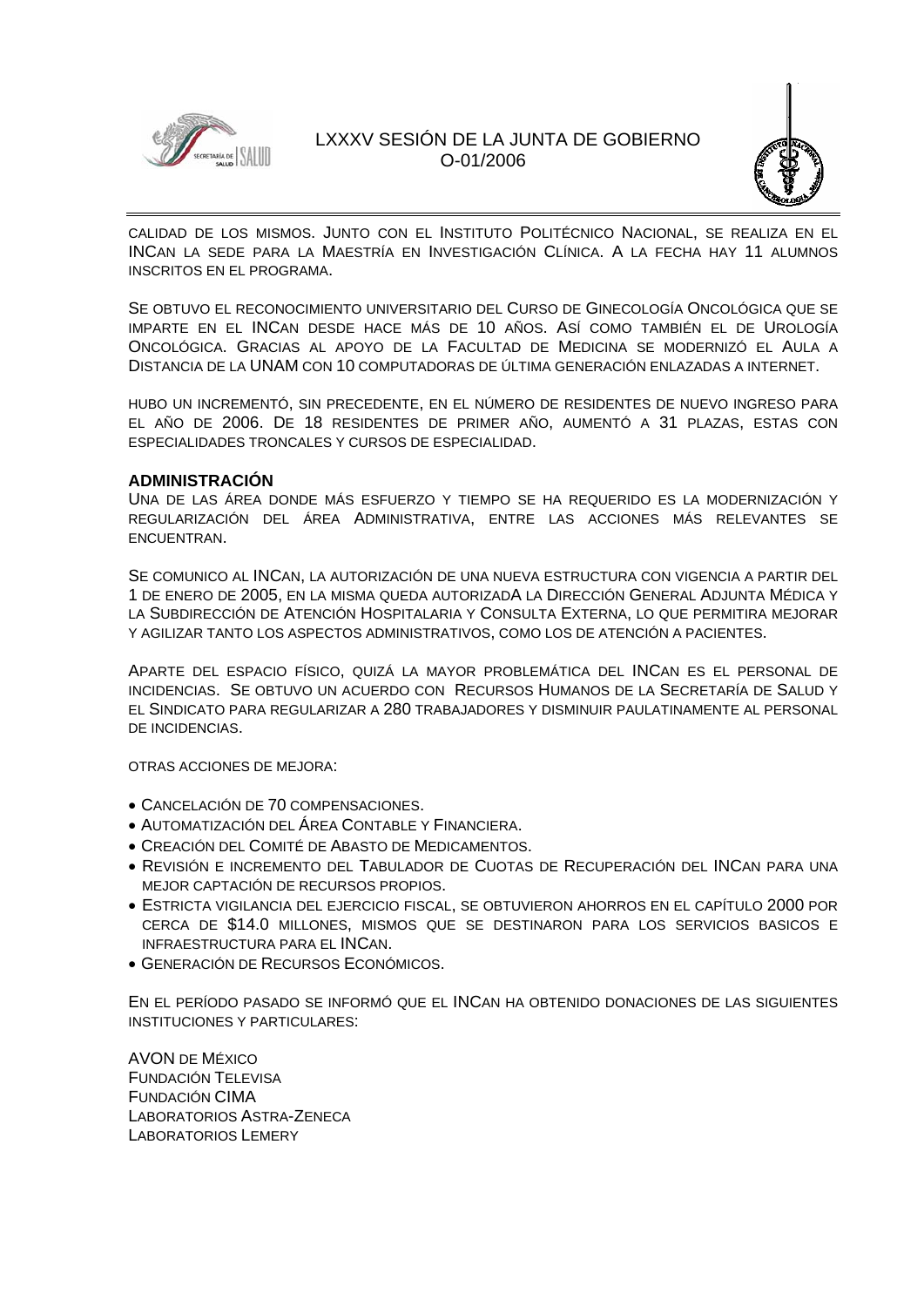CALIDAD DE LOS MISMOS. JUNTO CON EL INSTITUTO POLITÉCNICO NACIONAL, SE REALIZA EN EL INCAN LA SEDE PARA LA MAESTRÍA EN INVESTIGACIÓN CLÍNICA. A LA FECHA HAY 11 ALUMNOS INSCRITOS EN EL PROGRAMA.

SE OBTUVO EL RECONOCIMIENTO UNIVERSITARIO DEL CURSO DE GINECOLOGÍA ONCOLÓGICA QUE SE IMPARTE EN EL INCAN DESDE HACE MÁS DE 10 AÑOS. ASÍ COMO TAMBIÉN EL DE UROLOGÍA ONCOLÓGICA. GRACIAS AL APOYO DE LA FACULTAD DE MEDICINA SE MODERNIZÓ EL AULA A DISTANCIA DE LA UNAM CON 10 COMPUTADORAS DE ÚLTIMA GENERACIÓN ENLAZADAS A INTERNET.

HUBO UN INCREMENTÓ, SIN PRECEDENTE, EN EL NÚMERO DE RESIDENTES DE NUEVO INGRESO PARA EL AÑO DE 2006. DE 18 RESIDENTES DE PRIMER AÑO, AUMENTÓ A 31 PLAZAS, ESTAS CON ESPECIALIDADES TRONCALES Y CURSOS DE ESPECIALIDAD.

**ADMINISTRACIÓN**

UNA DE LAS ÁREA DONDE MÁS ESFUERZO Y TIEMPO SE HA REQUERIDO ES LA MODERNIZACIÓN Y REGULARIZACIÓN DEL ÁREA ADMINISTRATIVA, ENTRE LAS ACCIONES MÁS RELEVANTES SE ENCUENTRAN.

SE COMUNICO AL INCAN, LA AUTORIZACIÓN DE UNA NUEVA ESTRUCTURA CON VIGENCIA A PARTIR DEL 1 DE ENERO DE 2005, EN LA MISMA QUEDA AUTORIZADA LA DIRECCIÓN GENERAL ADJUNTA MÉDICA Y LA SUBDIRECCIÓN DE ATENCIÓN HOSPITALARIA Y CONSULTA EXTERNA, LO QUE PERMITIRA MEJORAR Y AGILIZAR TANTO LOS ASPECTOS ADMINISTRATIVOS, COMO LOS DE ATENCIÓN A PACIENTES.

APARTE DEL ESPACIO FÍSICO, QUIZÁ LA MAYOR PROBLEMÁTICA DEL INCAN ES EL PERSONAL DE INCIDENCIAS. SE OBTUVO UN ACUERDO CON RECURSOS HUMANOS DE LA SECRETARÍA DE SALUD Y EL SINDICATO PARA REGULARIZAR A 280 TRABAJADORES Y DISMINUIR PAULATINAMENTE AL PERSONAL DE INCIDENCIAS.

OTRAS ACCIONES DE MEJORA:

- CANCELACIÓN DE 70 COMPENSACIONES.
- AUTOMATIZACIÓN DEL ÁREA CONTABLE Y FINANCIERA.
- CREACIÓN DEL COMITÉ DE ABASTO DE MEDICAMENTOS.
- REVISIÓN E INCREMENTO DEL TABULADOR DE CUOTAS DE RECUPERACIÓN DEL INCAN PARA UNA MEJOR CAPTACIÓN DE RECURSOS PROPIOS.
- ESTRICTA VIGILANCIA DEL EJERCICIO FISCAL, SE OBTUVIERON AHORROS EN EL CAPÍTULO 2000 POR CERCA DE $14.0 MILLONES, MISMOS QUE SE DESTINARON PARA LOS SERVICIOS BASICOS E INFRAESTRUCTURA PARA EL INCAN.
- GENERACIÓN DE RECURSOS ECONÓMICOS.

EN EL PERÍODO PASADO SE INFORMÓ QUE EL INCAN HA OBTENIDO DONACIONES DE LAS SIGUIENTES INSTITUCIONES Y PARTICULARES:

AVON DE MÉXICO
FUNDACIÓN TELEVISA
FUNDACIÓN CIMA
LABORATORIOS ASTRA-ZENECA
LABORATORIOS LEMERY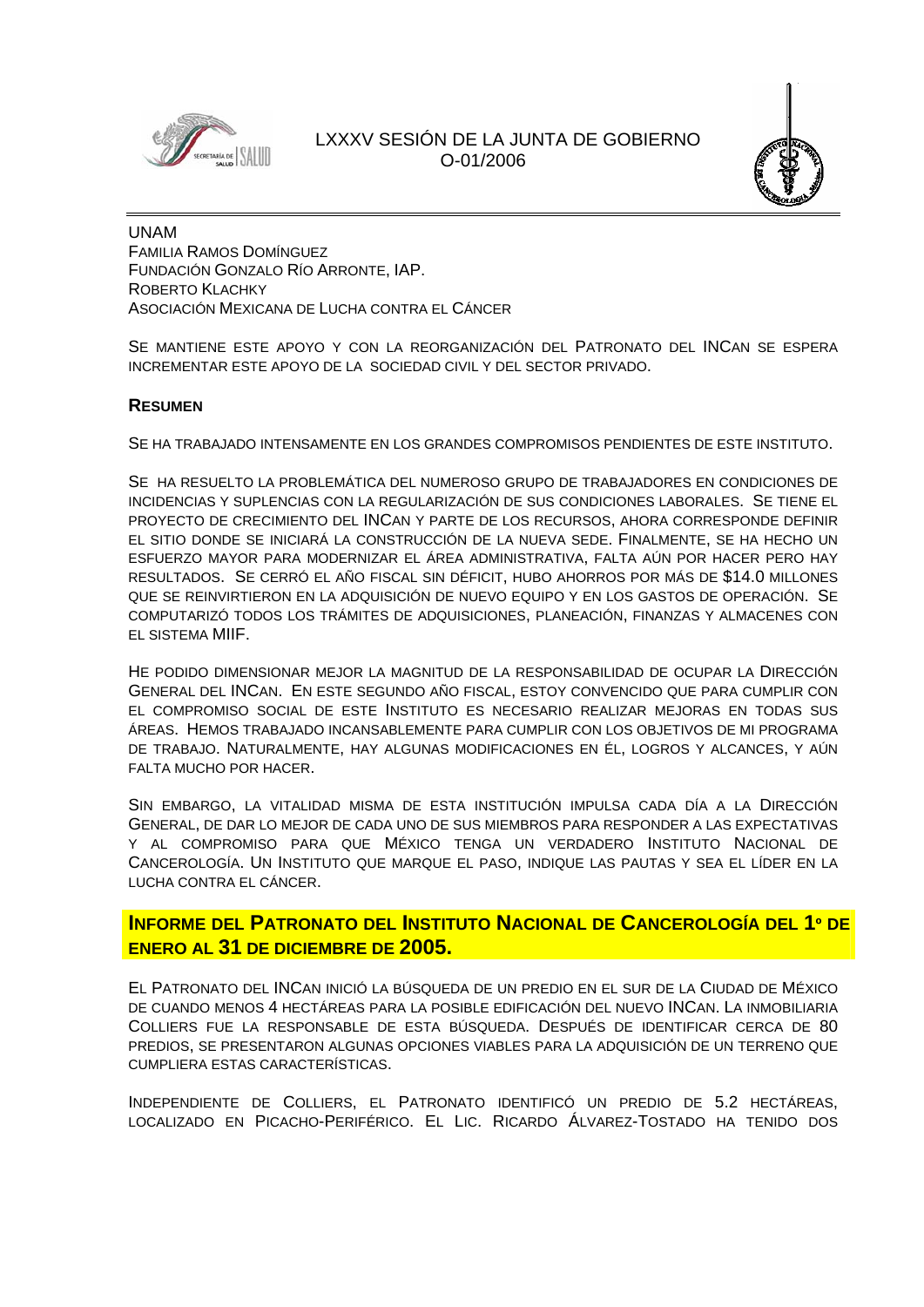UNAM
Familia Ramos Domínguez
Fundación Gonzalo Río Arronte, IAP.
Roberto Klachky
Asociación Mexicana de Lucha contra el Cáncer

Se mantiene este apoyo y con la reorganización del Patronato del INCan se espera incrementar este apoyo de la sociedad civil y del sector privado.

**Resumen**

Se ha trabajado intensamente en los grandes compromisos pendientes de este instituto.

Se ha resuelto la problemática del numeroso grupo de trabajadores en condiciones de incidencias y suplencias con la regularización de sus condiciones laborales. Se tiene el proyecto de crecimiento del INCan y parte de los recursos, ahora corresponde definir el sitio donde se iniciará la construcción de la nueva sede. Finalmente, se ha hecho un esfuerzo mayor para modernizar el área administrativa, falta aún por hacer pero hay resultados. Se cerró el año fiscal sin déficit, hubo ahorros por más de $14.0 millones que se reinvirtieron en la adquisición de nuevo equipo y en los gastos de operación. Se computarizó todos los trámites de adquisiciones, planeación, finanzas y almacenes con el sistema MIIF.

He podido dimensionar mejor la magnitud de la responsabilidad de ocupar la Dirección General del INCan. En este segundo año fiscal, estoy convencido que para cumplir con el compromiso social de este Instituto es necesario realizar mejoras en todas sus áreas. Hemos trabajado incansablemente para cumplir con los objetivos de mi programa de trabajo. Naturalmente, hay algunas modificaciones en él, logros y alcances, y aún falta mucho por hacer.

Sin embargo, la vitalidad misma de esta institución impulsa cada día a la Dirección General, de dar lo mejor de cada uno de sus miembros para responder a las expectativas y al compromiso para que México tenga un verdadero Instituto Nacional de Cancerología. Un Instituto que marque el paso, indique las pautas y sea el líder en la lucha contra el cáncer.

## Informe del Patronato del Instituto Nacional de Cancerología del 1º de enero al 31 de diciembre de 2005.

El Patronato del INCan inició la búsqueda de un predio en el sur de la Ciudad de México de cuando menos 4 hectáreas para la posible edificación del nuevo INCan. La inmobiliaria Colliers fue la responsable de esta búsqueda. Después de identificar cerca de 80 predios, se presentaron algunas opciones viables para la adquisición de un terreno que cumpliera estas características.

Independiente de Colliers, el Patronato identificó un predio de 5.2 hectáreas, localizado en Picacho-Periférico. El Lic. Ricardo Álvarez-Tostado ha tenido dos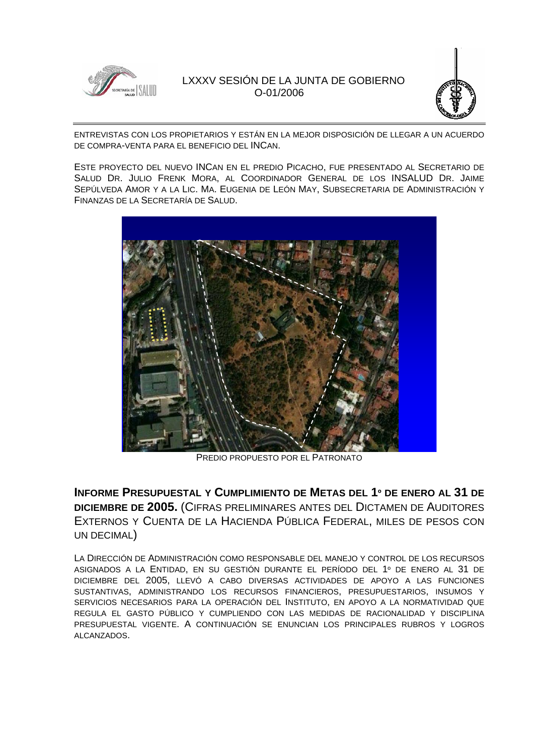ENTREVISTAS CON LOS PROPIETARIOS Y ESTÁN EN LA MEJOR DISPOSICIÓN DE LLEGAR A UN ACUERDO DE COMPRA-VENTA PARA EL BENEFICIO DEL INCAN.

ESTE PROYECTO DEL NUEVO INCAN EN EL PREDIO PICACHO, FUE PRESENTADO AL SECRETARIO DE SALUD DR. JULIO FRENK MORA, AL COORDINADOR GENERAL DE LOS INSALUD DR. JAIME SEPÚLVEDA AMOR Y A LA LIC. MA. EUGENIA DE LEÓN MAY, SUBSECRETARIA DE ADMINISTRACIÓN Y FINANZAS DE LA SECRETARÍA DE SALUD.

PREDIO PROPUESTO POR EL PATRONATO

## INFORME PRESUPUESTAL Y CUMPLIMIENTO DE METAS DEL 1º DE ENERO AL 31 DE DICIEMBRE DE 2005. (CIFRAS PRELIMINARES ANTES DEL DICTAMEN DE AUDITORES EXTERNOS Y CUENTA DE LA HACIENDA PÚBLICA FEDERAL, MILES DE PESOS CON UN DECIMAL)

LA DIRECCIÓN DE ADMINISTRACIÓN COMO RESPONSABLE DEL MANEJO Y CONTROL DE LOS RECURSOS ASIGNADOS A LA ENTIDAD, EN SU GESTIÓN DURANTE EL PERÍODO DEL 1º DE ENERO AL 31 DE DICIEMBRE DEL 2005, LLEVÓ A CABO DIVERSAS ACTIVIDADES DE APOYO A LAS FUNCIONES SUSTANTIVAS, ADMINISTRANDO LOS RECURSOS FINANCIEROS, PRESUPUESTARIOS, INSUMOS Y SERVICIOS NECESARIOS PARA LA OPERACIÓN DEL INSTITUTO, EN APOYO A LA NORMATIVIDAD QUE REGULA EL GASTO PÚBLICO Y CUMPLIENDO CON LAS MEDIDAS DE RACIONALIDAD Y DISCIPLINA PRESUPUESTAL VIGENTE. A CONTINUACIÓN SE ENUNCIAN LOS PRINCIPALES RUBROS Y LOGROS ALCANZADOS.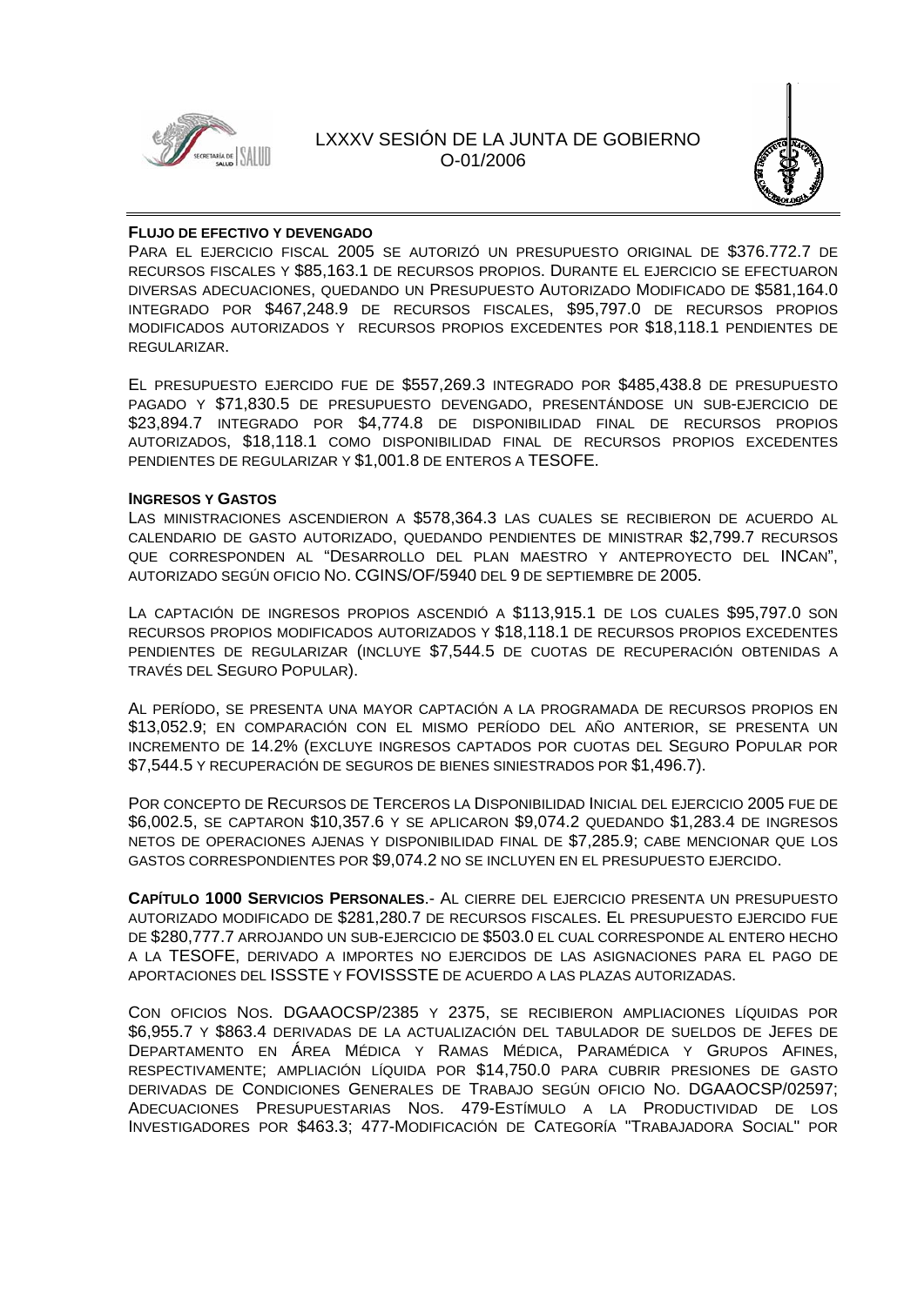**FLUJO DE EFECTIVO Y DEVENGADO**

PARA EL EJERCICIO FISCAL 2005 SE AUTORIZÓ UN PRESUPUESTO ORIGINAL DE $376.772.7 DE RECURSOS FISCALES Y $85,163.1 DE RECURSOS PROPIOS. DURANTE EL EJERCICIO SE EFECTUARON DIVERSAS ADECUACIONES, QUEDANDO UN PRESUPUESTO AUTORIZADO MODIFICADO DE $581,164.0 INTEGRADO POR $467,248.9 DE RECURSOS FISCALES, $95,797.0 DE RECURSOS PROPIOS MODIFICADOS AUTORIZADOS Y RECURSOS PROPIOS EXCEDENTES POR $18,118.1 PENDIENTES DE REGULARIZAR.

EL PRESUPUESTO EJERCIDO FUE DE $557,269.3 INTEGRADO POR $485,438.8 DE PRESUPUESTO PAGADO Y $71,830.5 DE PRESUPUESTO DEVENGADO, PRESENTÁNDOSE UN SUB-EJERCICIO DE $23,894.7 INTEGRADO POR $4,774.8 DE DISPONIBILIDAD FINAL DE RECURSOS PROPIOS AUTORIZADOS, $18,118.1 COMO DISPONIBILIDAD FINAL DE RECURSOS PROPIOS EXCEDENTES PENDIENTES DE REGULARIZAR Y $1,001.8 DE ENTEROS A TESOFE.

**INGRESOS Y GASTOS**

LAS MINISTRACIONES ASCENDIERON A $578,364.3 LAS CUALES SE RECIBIERON DE ACUERDO AL CALENDARIO DE GASTO AUTORIZADO, QUEDANDO PENDIENTES DE MINISTRAR $2,799.7 RECURSOS QUE CORRESPONDEN AL "DESARROLLO DEL PLAN MAESTRO Y ANTEPROYECTO DEL INCAN", AUTORIZADO SEGÚN OFICIO NO. CGINS/OF/5940 DEL 9 DE SEPTIEMBRE DE 2005.

LA CAPTACIÓN DE INGRESOS PROPIOS ASCENDIÓ A $113,915.1 DE LOS CUALES $95,797.0 SON RECURSOS PROPIOS MODIFICADOS AUTORIZADOS Y $18,118.1 DE RECURSOS PROPIOS EXCEDENTES PENDIENTES DE REGULARIZAR (INCLUYE $7,544.5 DE CUOTAS DE RECUPERACIÓN OBTENIDAS A TRAVÉS DEL SEGURO POPULAR).

AL PERÍODO, SE PRESENTA UNA MAYOR CAPTACIÓN A LA PROGRAMADA DE RECURSOS PROPIOS EN $13,052.9; EN COMPARACIÓN CON EL MISMO PERÍODO DEL AÑO ANTERIOR, SE PRESENTA UN INCREMENTO DE 14.2% (EXCLUYE INGRESOS CAPTADOS POR CUOTAS DEL SEGURO POPULAR POR $7,544.5 Y RECUPERACIÓN DE SEGUROS DE BIENES SINIESTRADOS POR $1,496.7).

POR CONCEPTO DE RECURSOS DE TERCEROS LA DISPONIBILIDAD INICIAL DEL EJERCICIO 2005 FUE DE $6,002.5, SE CAPTARON $10,357.6 Y SE APLICARON $9,074.2 QUEDANDO $1,283.4 DE INGRESOS NETOS DE OPERACIONES AJENAS Y DISPONIBILIDAD FINAL DE $7,285.9; CABE MENCIONAR QUE LOS GASTOS CORRESPONDIENTES POR $9,074.2 NO SE INCLUYEN EN EL PRESUPUESTO EJERCIDO.

**CAPÍTULO 1000 SERVICIOS PERSONALES**.- AL CIERRE DEL EJERCICIO PRESENTA UN PRESUPUESTO AUTORIZADO MODIFICADO DE $281,280.7 DE RECURSOS FISCALES. EL PRESUPUESTO EJERCIDO FUE DE $280,777.7 ARROJANDO UN SUB-EJERCICIO DE $503.0 EL CUAL CORRESPONDE AL ENTERO HECHO A LA TESOFE, DERIVADO A IMPORTES NO EJERCIDOS DE LAS ASIGNACIONES PARA EL PAGO DE APORTACIONES DEL ISSSTE Y FOVISSSTE DE ACUERDO A LAS PLAZAS AUTORIZADAS.

CON OFICIOS NOS. DGAAOCSP/2385 Y 2375, SE RECIBIERON AMPLIACIONES LÍQUIDAS POR $6,955.7 Y $863.4 DERIVADAS DE LA ACTUALIZACIÓN DEL TABULADOR DE SUELDOS DE JEFES DE DEPARTAMENTO EN ÁREA MÉDICA Y RAMAS MÉDICA, PARAMÉDICA Y GRUPOS AFINES, RESPECTIVAMENTE; AMPLIACIÓN LÍQUIDA POR $14,750.0 PARA CUBRIR PRESIONES DE GASTO DERIVADAS DE CONDICIONES GENERALES DE TRABAJO SEGÚN OFICIO NO. DGAAOCSP/02597; ADECUACIONES PRESUPUESTARIAS NOS. 479-ESTÍMULO A LA PRODUCTIVIDAD DE LOS INVESTIGADORES POR $463.3; 477-MODIFICACIÓN DE CATEGORÍA "TRABAJADORA SOCIAL" POR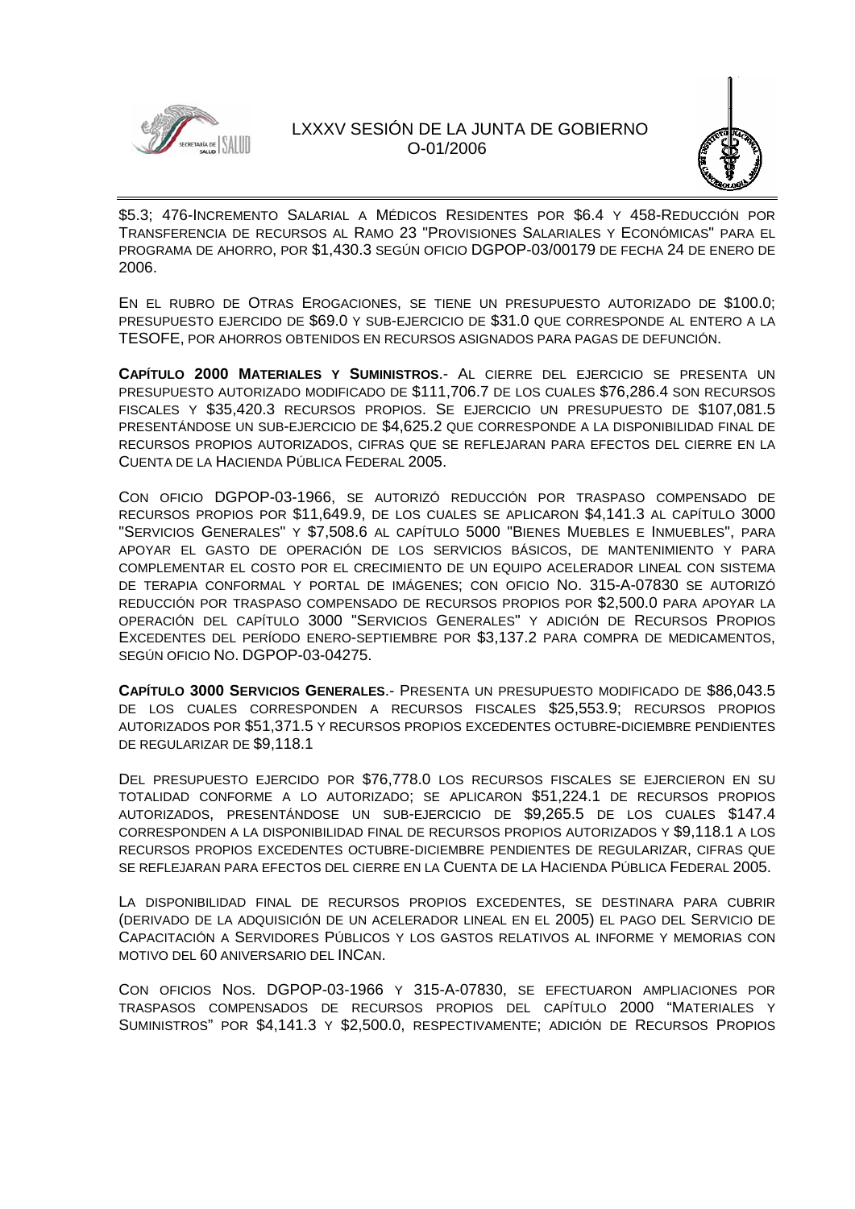$5.3; 476-INCREMENTO SALARIAL A MÉDICOS RESIDENTES POR $6.4 Y 458-REDUCCIÓN POR TRANSFERENCIA DE RECURSOS AL RAMO 23 "PROVISIONES SALARIALES Y ECONÓMICAS" PARA EL PROGRAMA DE AHORRO, POR $1,430.3 SEGÚN OFICIO DGPOP-03/00179 DE FECHA 24 DE ENERO DE 2006.

EN EL RUBRO DE OTRAS EROGACIONES, SE TIENE UN PRESUPUESTO AUTORIZADO DE $100.0; PRESUPUESTO EJERCIDO DE $69.0 Y SUB-EJERCICIO DE $31.0 QUE CORRESPONDE AL ENTERO A LA TESOFE, POR AHORROS OBTENIDOS EN RECURSOS ASIGNADOS PARA PAGAS DE DEFUNCIÓN.

**CAPÍTULO 2000 MATERIALES Y SUMINISTROS**.- AL CIERRE DEL EJERCICIO SE PRESENTA UN PRESUPUESTO AUTORIZADO MODIFICADO DE $111,706.7 DE LOS CUALES $76,286.4 SON RECURSOS FISCALES Y $35,420.3 RECURSOS PROPIOS. SE EJERCICIO UN PRESUPUESTO DE $107,081.5 PRESENTÁNDOSE UN SUB-EJERCICIO DE $4,625.2 QUE CORRESPONDE A LA DISPONIBILIDAD FINAL DE RECURSOS PROPIOS AUTORIZADOS, CIFRAS QUE SE REFLEJARAN PARA EFECTOS DEL CIERRE EN LA CUENTA DE LA HACIENDA PÚBLICA FEDERAL 2005.

CON OFICIO DGPOP-03-1966, SE AUTORIZÓ REDUCCIÓN POR TRASPASO COMPENSADO DE RECURSOS PROPIOS POR $11,649.9, DE LOS CUALES SE APLICARON $4,141.3 AL CAPÍTULO 3000 "SERVICIOS GENERALES" Y $7,508.6 AL CAPÍTULO 5000 "BIENES MUEBLES E INMUEBLES", PARA APOYAR EL GASTO DE OPERACIÓN DE LOS SERVICIOS BÁSICOS, DE MANTENIMIENTO Y PARA COMPLEMENTAR EL COSTO POR EL CRECIMIENTO DE UN EQUIPO ACELERADOR LINEAL CON SISTEMA DE TERAPIA CONFORMAL Y PORTAL DE IMÁGENES; CON OFICIO NO. 315-A-07830 SE AUTORIZÓ REDUCCIÓN POR TRASPASO COMPENSADO DE RECURSOS PROPIOS POR $2,500.0 PARA APOYAR LA OPERACIÓN DEL CAPÍTULO 3000 "SERVICIOS GENERALES" Y ADICIÓN DE RECURSOS PROPIOS EXCEDENTES DEL PERÍODO ENERO-SEPTIEMBRE POR $3,137.2 PARA COMPRA DE MEDICAMENTOS, SEGÚN OFICIO NO. DGPOP-03-04275.

**CAPÍTULO 3000 SERVICIOS GENERALES**.- PRESENTA UN PRESUPUESTO MODIFICADO DE $86,043.5 DE LOS CUALES CORRESPONDEN A RECURSOS FISCALES $25,553.9; RECURSOS PROPIOS AUTORIZADOS POR $51,371.5 Y RECURSOS PROPIOS EXCEDENTES OCTUBRE-DICIEMBRE PENDIENTES DE REGULARIZAR DE $9,118.1

DEL PRESUPUESTO EJERCIDO POR $76,778.0 LOS RECURSOS FISCALES SE EJERCIERON EN SU TOTALIDAD CONFORME A LO AUTORIZADO; SE APLICARON $51,224.1 DE RECURSOS PROPIOS AUTORIZADOS, PRESENTÁNDOSE UN SUB-EJERCICIO DE $9,265.5 DE LOS CUALES $147.4 CORRESPONDEN A LA DISPONIBILIDAD FINAL DE RECURSOS PROPIOS AUTORIZADOS Y $9,118.1 A LOS RECURSOS PROPIOS EXCEDENTES OCTUBRE-DICIEMBRE PENDIENTES DE REGULARIZAR, CIFRAS QUE SE REFLEJARAN PARA EFECTOS DEL CIERRE EN LA CUENTA DE LA HACIENDA PÚBLICA FEDERAL 2005.

LA DISPONIBILIDAD FINAL DE RECURSOS PROPIOS EXCEDENTES, SE DESTINARA PARA CUBRIR (DERIVADO DE LA ADQUISICIÓN DE UN ACELERADOR LINEAL EN EL 2005) EL PAGO DEL SERVICIO DE CAPACITACIÓN A SERVIDORES PÚBLICOS Y LOS GASTOS RELATIVOS AL INFORME Y MEMORIAS CON MOTIVO DEL 60 ANIVERSARIO DEL INCAN.

CON OFICIOS NOS. DGPOP-03-1966 Y 315-A-07830, SE EFECTUARON AMPLIACIONES POR TRASPASOS COMPENSADOS DE RECURSOS PROPIOS DEL CAPÍTULO 2000 "MATERIALES Y SUMINISTROS" POR $4,141.3 Y $2,500.0, RESPECTIVAMENTE; ADICIÓN DE RECURSOS PROPIOS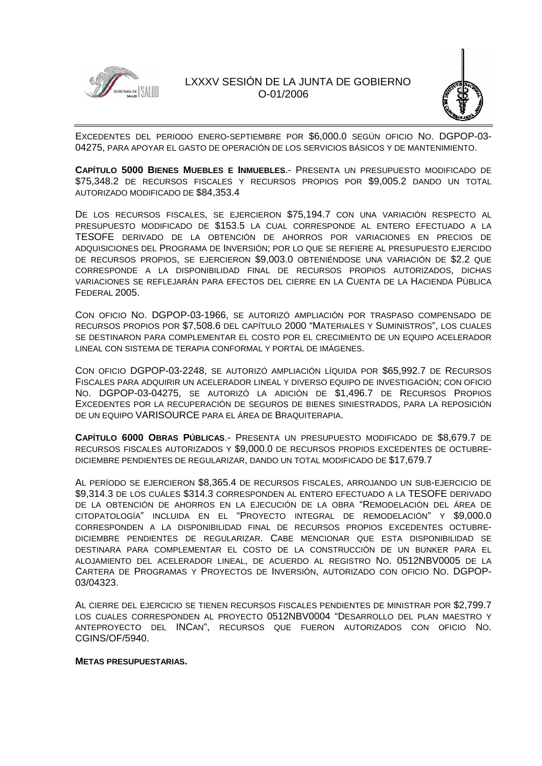Excedentes del periodo enero-septiembre por $6,000.0 según oficio No. DGPOP-03-04275, para apoyar el gasto de operación de los servicios básicos y de mantenimiento.

**Capítulo 5000 Bienes Muebles e Inmuebles**.- Presenta un presupuesto modificado de $75,348.2 de recursos fiscales y recursos propios por $9,005.2 dando un total autorizado modificado de $84,353.4

De los recursos fiscales, se ejercieron $75,194.7 con una variación respecto al presupuesto modificado de $153.5 la cual corresponde al entero efectuado a la TESOFE derivado de la obtención de ahorros por variaciones en precios de adquisiciones del Programa de Inversión; por lo que se refiere al presupuesto ejercido de recursos propios, se ejercieron $9,003.0 obteniéndose una variación de $2.2 que corresponde a la disponibilidad final de recursos propios autorizados, dichas variaciones se reflejarán para efectos del cierre en la Cuenta de la Hacienda Pública Federal 2005.

Con oficio No. DGPOP-03-1966, se autorizó ampliación por traspaso compensado de recursos propios por $7,508.6 del capítulo 2000 "Materiales y Suministros", los cuales se destinaron para complementar el costo por el crecimiento de un equipo acelerador lineal con sistema de terapia conformal y portal de imágenes.

Con oficio DGPOP-03-2248, se autorizó ampliación líquida por $65,992.7 de Recursos Fiscales para adquirir un acelerador lineal y diverso equipo de investigación; con oficio No. DGPOP-03-04275, se autorizó la adición de $1,496.7 de Recursos Propios Excedentes por la recuperación de seguros de bienes siniestrados, para la reposición de un equipo VARISOURCE para el área de Braquiterapia.

**Capítulo 6000 Obras Públicas**.- Presenta un presupuesto modificado de $8,679.7 de recursos fiscales autorizados y $9,000.0 de recursos propios excedentes de octubre-diciembre pendientes de regularizar, dando un total modificado de $17,679.7

Al período se ejercieron $8,365.4 de recursos fiscales, arrojando un sub-ejercicio de $9,314.3 de los cuáles $314.3 corresponden al entero efectuado a la TESOFE derivado de la obtención de ahorros en la ejecución de la obra "Remodelación del área de citopatología" incluida en el "Proyecto integral de remodelación" y $9,000.0 corresponden a la disponibilidad final de recursos propios excedentes octubre-diciembre pendientes de regularizar. Cabe mencionar que esta disponibilidad se destinara para complementar el costo de la construcción de un bunker para el alojamiento del acelerador lineal, de acuerdo al registro No. 0512NBV0005 de la Cartera de Programas y Proyectos de Inversión, autorizado con oficio No. DGPOP-03/04323.

Al cierre del ejercicio se tienen recursos fiscales pendientes de ministrar por $2,799.7 los cuales corresponden al proyecto 0512NBV0004 "Desarrollo del plan maestro y anteproyecto del INCan", recursos que fueron autorizados con oficio No. CGINS/OF/5940.

**Metas presupuestarias.**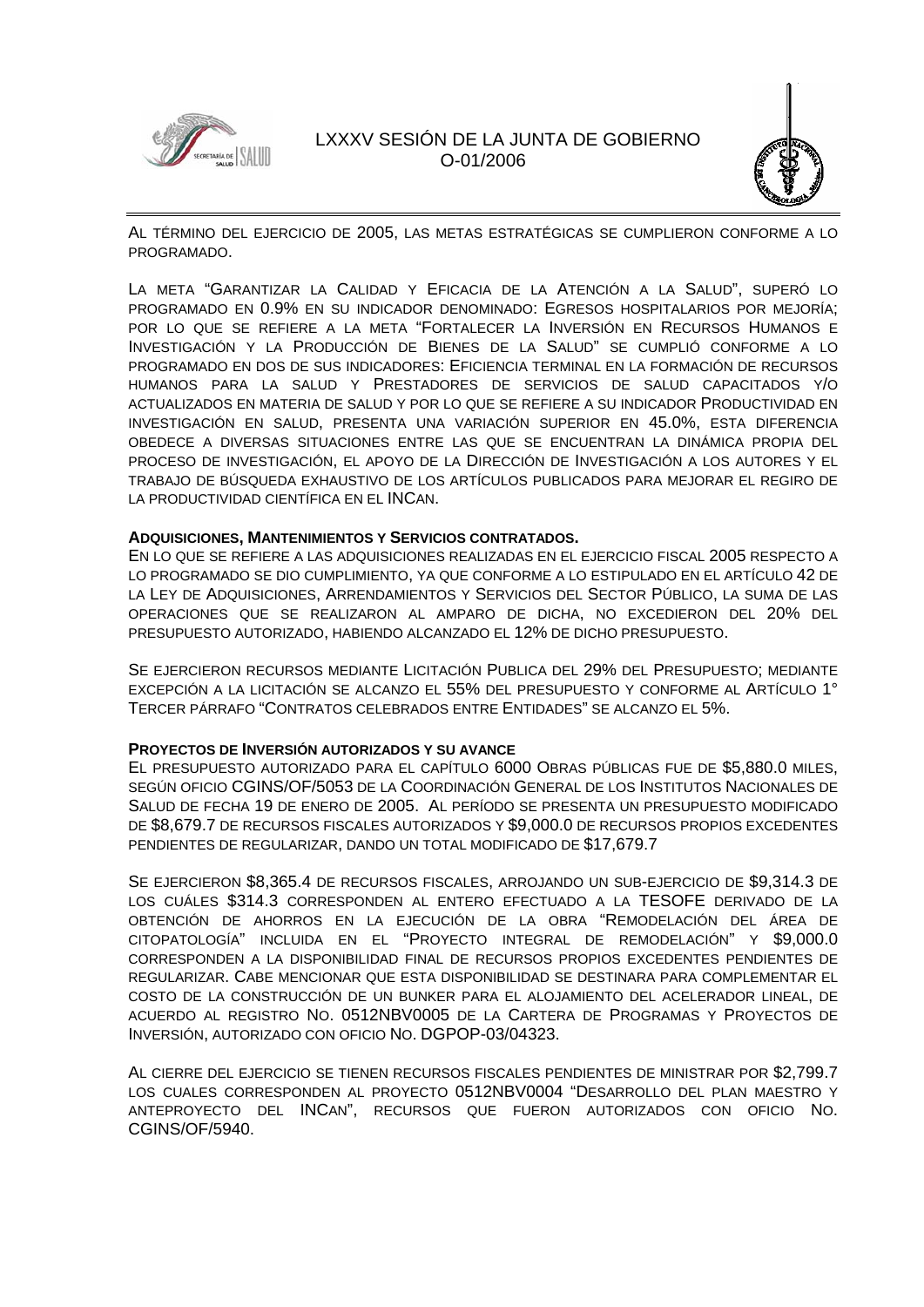AL TÉRMINO DEL EJERCICIO DE 2005, LAS METAS ESTRATÉGICAS SE CUMPLIERON CONFORME A LO PROGRAMADO.

LA META "GARANTIZAR LA CALIDAD Y EFICACIA DE LA ATENCIÓN A LA SALUD", SUPERÓ LO PROGRAMADO EN 0.9% EN SU INDICADOR DENOMINADO: EGRESOS HOSPITALARIOS POR MEJORÍA; POR LO QUE SE REFIERE A LA META "FORTALECER LA INVERSIÓN EN RECURSOS HUMANOS E INVESTIGACIÓN Y LA PRODUCCIÓN DE BIENES DE LA SALUD" SE CUMPLIÓ CONFORME A LO PROGRAMADO EN DOS DE SUS INDICADORES: EFICIENCIA TERMINAL EN LA FORMACIÓN DE RECURSOS HUMANOS PARA LA SALUD Y PRESTADORES DE SERVICIOS DE SALUD CAPACITADOS Y/O ACTUALIZADOS EN MATERIA DE SALUD Y POR LO QUE SE REFIERE A SU INDICADOR PRODUCTIVIDAD EN INVESTIGACIÓN EN SALUD, PRESENTA UNA VARIACIÓN SUPERIOR EN 45.0%, ESTA DIFERENCIA OBEDECE A DIVERSAS SITUACIONES ENTRE LAS QUE SE ENCUENTRAN LA DINÁMICA PROPIA DEL PROCESO DE INVESTIGACIÓN, EL APOYO DE LA DIRECCIÓN DE INVESTIGACIÓN A LOS AUTORES Y EL TRABAJO DE BÚSQUEDA EXHAUSTIVO DE LOS ARTÍCULOS PUBLICADOS PARA MEJORAR EL REGIRO DE LA PRODUCTIVIDAD CIENTÍFICA EN EL INCAN.

**ADQUISICIONES, MANTENIMIENTOS Y SERVICIOS CONTRATADOS.**

EN LO QUE SE REFIERE A LAS ADQUISICIONES REALIZADAS EN EL EJERCICIO FISCAL 2005 RESPECTO A LO PROGRAMADO SE DIO CUMPLIMIENTO, YA QUE CONFORME A LO ESTIPULADO EN EL ARTÍCULO 42 DE LA LEY DE ADQUISICIONES, ARRENDAMIENTOS Y SERVICIOS DEL SECTOR PÚBLICO, LA SUMA DE LAS OPERACIONES QUE SE REALIZARON AL AMPARO DE DICHA, NO EXCEDIERON DEL 20% DEL PRESUPUESTO AUTORIZADO, HABIENDO ALCANZADO EL 12% DE DICHO PRESUPUESTO.

SE EJERCIERON RECURSOS MEDIANTE LICITACIÓN PUBLICA DEL 29% DEL PRESUPUESTO; MEDIANTE EXCEPCIÓN A LA LICITACIÓN SE ALCANZO EL 55% DEL PRESUPUESTO Y CONFORME AL ARTÍCULO 1° TERCER PÁRRAFO "CONTRATOS CELEBRADOS ENTRE ENTIDADES" SE ALCANZO EL 5%.

**PROYECTOS DE INVERSIÓN AUTORIZADOS Y SU AVANCE**

EL PRESUPUESTO AUTORIZADO PARA EL CAPÍTULO 6000 OBRAS PÚBLICAS FUE DE $5,880.0 MILES, SEGÚN OFICIO CGINS/OF/5053 DE LA COORDINACIÓN GENERAL DE LOS INSTITUTOS NACIONALES DE SALUD DE FECHA 19 DE ENERO DE 2005. AL PERÍODO SE PRESENTA UN PRESUPUESTO MODIFICADO DE $8,679.7 DE RECURSOS FISCALES AUTORIZADOS Y $9,000.0 DE RECURSOS PROPIOS EXCEDENTES PENDIENTES DE REGULARIZAR, DANDO UN TOTAL MODIFICADO DE $17,679.7

SE EJERCIERON $8,365.4 DE RECURSOS FISCALES, ARROJANDO UN SUB-EJERCICIO DE $9,314.3 DE LOS CUÁLES $314.3 CORRESPONDEN AL ENTERO EFECTUADO A LA TESOFE DERIVADO DE LA OBTENCIÓN DE AHORROS EN LA EJECUCIÓN DE LA OBRA "REMODELACIÓN DEL ÁREA DE CITOPATOLOGÍA" INCLUIDA EN EL "PROYECTO INTEGRAL DE REMODELACIÓN" Y $9,000.0 CORRESPONDEN A LA DISPONIBILIDAD FINAL DE RECURSOS PROPIOS EXCEDENTES PENDIENTES DE REGULARIZAR. CABE MENCIONAR QUE ESTA DISPONIBILIDAD SE DESTINARA PARA COMPLEMENTAR EL COSTO DE LA CONSTRUCCIÓN DE UN BUNKER PARA EL ALOJAMIENTO DEL ACELERADOR LINEAL, DE ACUERDO AL REGISTRO NO. 0512NBV0005 DE LA CARTERA DE PROGRAMAS Y PROYECTOS DE INVERSIÓN, AUTORIZADO CON OFICIO NO. DGPOP-03/04323.

AL CIERRE DEL EJERCICIO SE TIENEN RECURSOS FISCALES PENDIENTES DE MINISTRAR POR $2,799.7 LOS CUALES CORRESPONDEN AL PROYECTO 0512NBV0004 "DESARROLLO DEL PLAN MAESTRO Y ANTEPROYECTO DEL INCAN", RECURSOS QUE FUERON AUTORIZADOS CON OFICIO NO. CGINS/OF/5940.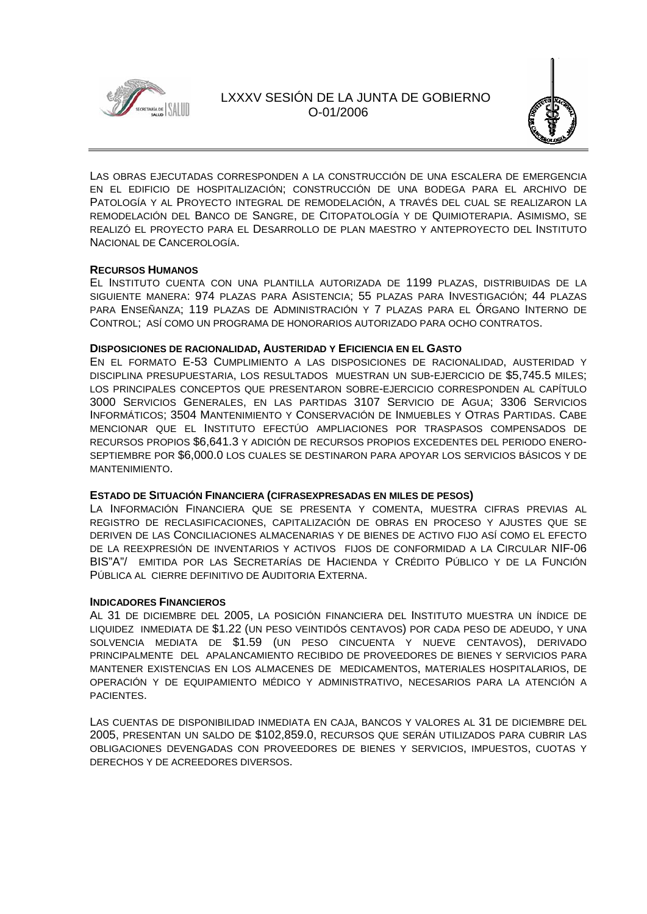Las obras ejecutadas corresponden a la construcción de una escalera de emergencia en el edificio de hospitalización; construcción de una bodega para el archivo de Patología y al Proyecto integral de remodelación, a través del cual se realizaron la remodelación del Banco de Sangre, de Citopatología y de Quimioterapia. Asimismo, se realizó el proyecto para el Desarrollo de plan maestro y anteproyecto del Instituto Nacional de Cancerología.

**Recursos Humanos**

El Instituto cuenta con una plantilla autorizada de 1199 plazas, distribuidas de la siguiente manera: 974 plazas para Asistencia; 55 plazas para Investigación; 44 plazas para Enseñanza; 119 plazas de Administración y 7 plazas para el Órgano Interno de Control; así como un programa de honorarios autorizado para ocho contratos.

**Disposiciones de racionalidad, Austeridad y Eficiencia en el Gasto**

En el formato E-53 Cumplimiento a las disposiciones de racionalidad, austeridad y disciplina presupuestaria, los resultados muestran un sub-ejercicio de $5,745.5 miles; los principales conceptos que presentaron sobre-ejercicio corresponden al capítulo 3000 Servicios Generales, en las partidas 3107 Servicio de Agua; 3306 Servicios Informáticos; 3504 Mantenimiento y Conservación de Inmuebles y Otras Partidas. Cabe mencionar que el Instituto efectúo ampliaciones por traspasos compensados de recursos propios $6,641.3 y adición de recursos propios excedentes del periodo enero-septiembre por $6,000.0 los cuales se destinaron para apoyar los servicios básicos y de mantenimiento.

**Estado de Situación Financiera (cifrasexpresadas en miles de pesos)**

La Información Financiera que se presenta y comenta, muestra cifras previas al registro de reclasificaciones, capitalización de obras en proceso y ajustes que se deriven de las Conciliaciones almacenarias y de bienes de activo fijo así como el efecto de la reexpresión de inventarios y activos fijos de conformidad a la Circular NIF-06 BIS"A"/ emitida por las Secretarías de Hacienda y Crédito Público y de la Función Pública al cierre definitivo de Auditoria Externa.

**Indicadores Financieros**

Al 31 de diciembre del 2005, la posición financiera del Instituto muestra un índice de liquidez inmediata de $1.22 (un peso veintidós centavos) por cada peso de adeudo, y una solvencia mediata de $1.59 (un peso cincuenta y nueve centavos), derivado principalmente del apalancamiento recibido de proveedores de bienes y servicios para mantener existencias en los almacenes de medicamentos, materiales hospitalarios, de operación y de equipamiento médico y administrativo, necesarios para la atención a pacientes.

Las cuentas de disponibilidad inmediata en caja, bancos y valores al 31 de diciembre del 2005, presentan un saldo de $102,859.0, recursos que serán utilizados para cubrir las obligaciones devengadas con proveedores de bienes y servicios, impuestos, cuotas y derechos y de acreedores diversos.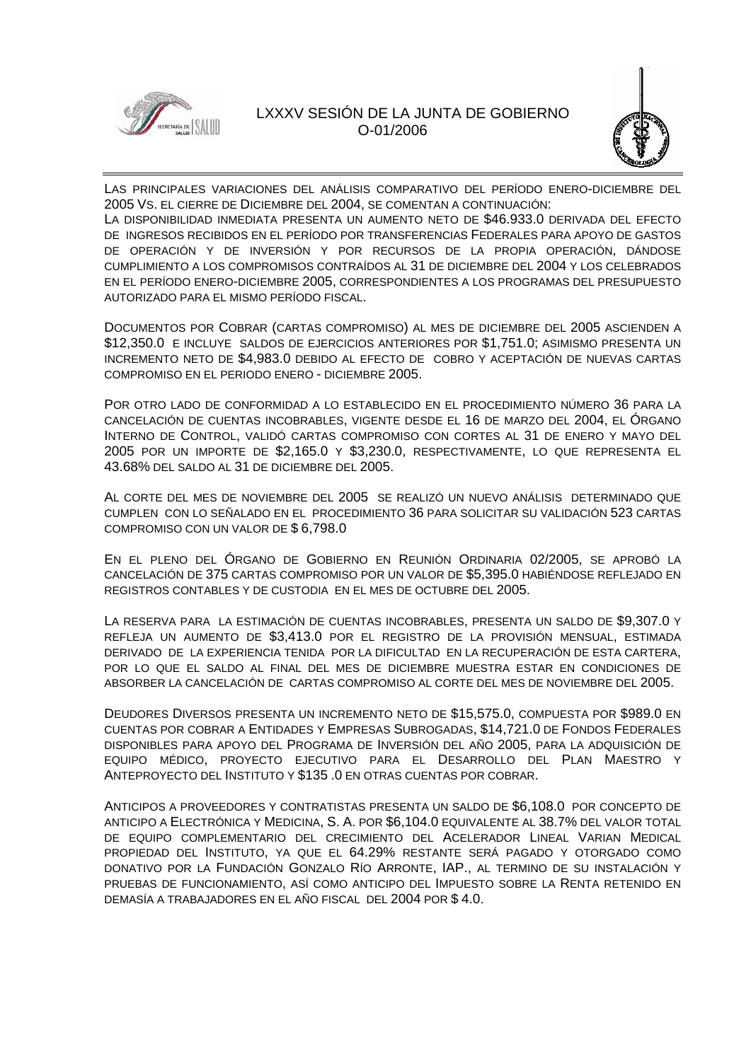LAS PRINCIPALES VARIACIONES DEL ANÁLISIS COMPARATIVO DEL PERÍODO ENERO-DICIEMBRE DEL 2005 VS. EL CIERRE DE DICIEMBRE DEL 2004, SE COMENTAN A CONTINUACIÓN:

LA DISPONIBILIDAD INMEDIATA PRESENTA UN AUMENTO NETO DE $46.933.0 DERIVADA DEL EFECTO DE INGRESOS RECIBIDOS EN EL PERÍODO POR TRANSFERENCIAS FEDERALES PARA APOYO DE GASTOS DE OPERACIÓN Y DE INVERSIÓN Y POR RECURSOS DE LA PROPIA OPERACIÓN, DÁNDOSE CUMPLIMIENTO A LOS COMPROMISOS CONTRAÍDOS AL 31 DE DICIEMBRE DEL 2004 Y LOS CELEBRADOS EN EL PERÍODO ENERO-DICIEMBRE 2005, CORRESPONDIENTES A LOS PROGRAMAS DEL PRESUPUESTO AUTORIZADO PARA EL MISMO PERÍODO FISCAL.

DOCUMENTOS POR COBRAR (CARTAS COMPROMISO) AL MES DE DICIEMBRE DEL 2005 ASCIENDEN A $12,350.0 E INCLUYE SALDOS DE EJERCICIOS ANTERIORES POR $1,751.0; ASIMISMO PRESENTA UN INCREMENTO NETO DE $4,983.0 DEBIDO AL EFECTO DE COBRO Y ACEPTACIÓN DE NUEVAS CARTAS COMPROMISO EN EL PERIODO ENERO - DICIEMBRE 2005.

POR OTRO LADO DE CONFORMIDAD A LO ESTABLECIDO EN EL PROCEDIMIENTO NÚMERO 36 PARA LA CANCELACIÓN DE CUENTAS INCOBRABLES, VIGENTE DESDE EL 16 DE MARZO DEL 2004, EL ÓRGANO INTERNO DE CONTROL, VALIDÓ CARTAS COMPROMISO CON CORTES AL 31 DE ENERO Y MAYO DEL 2005 POR UN IMPORTE DE $2,165.0 Y $3,230.0, RESPECTIVAMENTE, LO QUE REPRESENTA EL 43.68% DEL SALDO AL 31 DE DICIEMBRE DEL 2005.

AL CORTE DEL MES DE NOVIEMBRE DEL 2005 SE REALIZÓ UN NUEVO ANÁLISIS DETERMINADO QUE CUMPLEN CON LO SEÑALADO EN EL PROCEDIMIENTO 36 PARA SOLICITAR SU VALIDACIÓN 523 CARTAS COMPROMISO CON UN VALOR DE $ 6,798.0

EN EL PLENO DEL ÓRGANO DE GOBIERNO EN REUNIÓN ORDINARIA 02/2005, SE APROBÓ LA CANCELACIÓN DE 375 CARTAS COMPROMISO POR UN VALOR DE $5,395.0 HABIÉNDOSE REFLEJADO EN REGISTROS CONTABLES Y DE CUSTODIA EN EL MES DE OCTUBRE DEL 2005.

LA RESERVA PARA LA ESTIMACIÓN DE CUENTAS INCOBRABLES, PRESENTA UN SALDO DE $9,307.0 Y REFLEJA UN AUMENTO DE $3,413.0 POR EL REGISTRO DE LA PROVISIÓN MENSUAL, ESTIMADA DERIVADO DE LA EXPERIENCIA TENIDA POR LA DIFICULTAD EN LA RECUPERACIÓN DE ESTA CARTERA, POR LO QUE EL SALDO AL FINAL DEL MES DE DICIEMBRE MUESTRA ESTAR EN CONDICIONES DE ABSORBER LA CANCELACIÓN DE CARTAS COMPROMISO AL CORTE DEL MES DE NOVIEMBRE DEL 2005.

DEUDORES DIVERSOS PRESENTA UN INCREMENTO NETO DE $15,575.0, COMPUESTA POR $989.0 EN CUENTAS POR COBRAR A ENTIDADES Y EMPRESAS SUBROGADAS, $14,721.0 DE FONDOS FEDERALES DISPONIBLES PARA APOYO DEL PROGRAMA DE INVERSIÓN DEL AÑO 2005, PARA LA ADQUISICIÓN DE EQUIPO MÉDICO, PROYECTO EJECUTIVO PARA EL DESARROLLO DEL PLAN MAESTRO Y ANTEPROYECTO DEL INSTITUTO Y $135 .0 EN OTRAS CUENTAS POR COBRAR.

ANTICIPOS A PROVEEDORES Y CONTRATISTAS PRESENTA UN SALDO DE $6,108.0 POR CONCEPTO DE ANTICIPO A ELECTRÓNICA Y MEDICINA, S. A. POR $6,104.0 EQUIVALENTE AL 38.7% DEL VALOR TOTAL DE EQUIPO COMPLEMENTARIO DEL CRECIMIENTO DEL ACELERADOR LINEAL VARIAN MEDICAL PROPIEDAD DEL INSTITUTO, YA QUE EL 64.29% RESTANTE SERÁ PAGADO Y OTORGADO COMO DONATIVO POR LA FUNDACIÓN GONZALO RÍO ARRONTE, IAP., AL TERMINO DE SU INSTALACIÓN Y PRUEBAS DE FUNCIONAMIENTO, ASÍ COMO ANTICIPO DEL IMPUESTO SOBRE LA RENTA RETENIDO EN DEMASÍA A TRABAJADORES EN EL AÑO FISCAL DEL 2004 POR $ 4.0.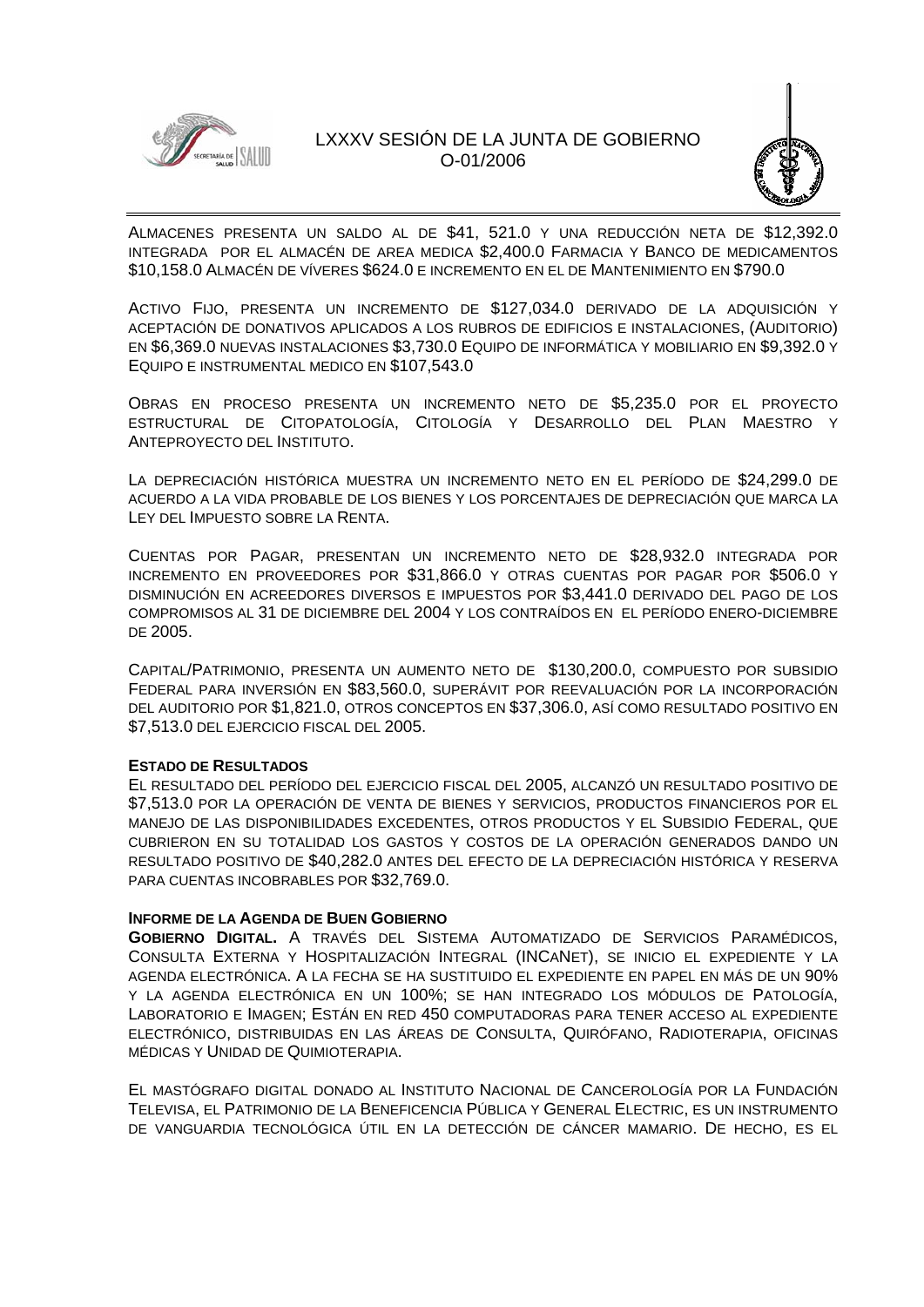Almacenes presenta un saldo al de $41, 521.0 y una reducción neta de $12,392.0 integrada por el almacén de area medica $2,400.0 Farmacia y Banco de medicamentos $10,158.0 Almacén de víveres $624.0 e incremento en el de Mantenimiento en $790.0

Activo Fijo, presenta un incremento de $127,034.0 derivado de la adquisición y aceptación de donativos aplicados a los rubros de edificios e instalaciones, (Auditorio) en $6,369.0 nuevas instalaciones $3,730.0 Equipo de informática y mobiliario en $9,392.0 y Equipo e instrumental medico en $107,543.0

Obras en proceso presenta un incremento neto de $5,235.0 por el proyecto estructural de Citopatología, Citología y Desarrollo del Plan Maestro y Anteproyecto del Instituto.

La depreciación histórica muestra un incremento neto en el período de $24,299.0 de acuerdo a la vida probable de los bienes y los porcentajes de depreciación que marca la Ley del Impuesto sobre la Renta.

Cuentas por Pagar, presentan un incremento neto de $28,932.0 integrada por incremento en proveedores por $31,866.0 y otras cuentas por pagar por $506.0 y disminución en acreedores diversos e impuestos por $3,441.0 derivado del pago de los compromisos al 31 de diciembre del 2004 y los contraídos en el período enero-diciembre de 2005.

Capital/Patrimonio, presenta un aumento neto de $130,200.0, compuesto por subsidio Federal para inversión en $83,560.0, superávit por reevaluación por la incorporación del auditorio por $1,821.0, otros conceptos en $37,306.0, así como resultado positivo en $7,513.0 del ejercicio fiscal del 2005.

**Estado de Resultados**

El resultado del período del ejercicio fiscal del 2005, alcanzó un resultado positivo de $7,513.0 por la operación de venta de bienes y servicios, productos financieros por el manejo de las disponibilidades excedentes, otros productos y el Subsidio Federal, que cubrieron en su totalidad los gastos y costos de la operación generados dando un resultado positivo de $40,282.0 antes del efecto de la depreciación histórica y reserva para cuentas incobrables por $32,769.0.

**Informe de la Agenda de Buen Gobierno**

**Gobierno Digital.** A través del Sistema Automatizado de Servicios Paramédicos, Consulta Externa y Hospitalización Integral (INCANet), se inicio el expediente y la agenda electrónica. A la fecha se ha sustituido el expediente en papel en más de un 90% y la agenda electrónica en un 100%; se han integrado los módulos de Patología, Laboratorio e Imagen; Están en red 450 computadoras para tener acceso al expediente electrónico, distribuidas en las áreas de Consulta, Quirófano, Radioterapia, oficinas médicas y Unidad de Quimioterapia.

El mastógrafo digital donado al Instituto Nacional de Cancerología por la Fundación Televisa, el Patrimonio de la Beneficencia Pública y General Electric, es un instrumento de vanguardia tecnológica útil en la detección de cáncer mamario. De hecho, es el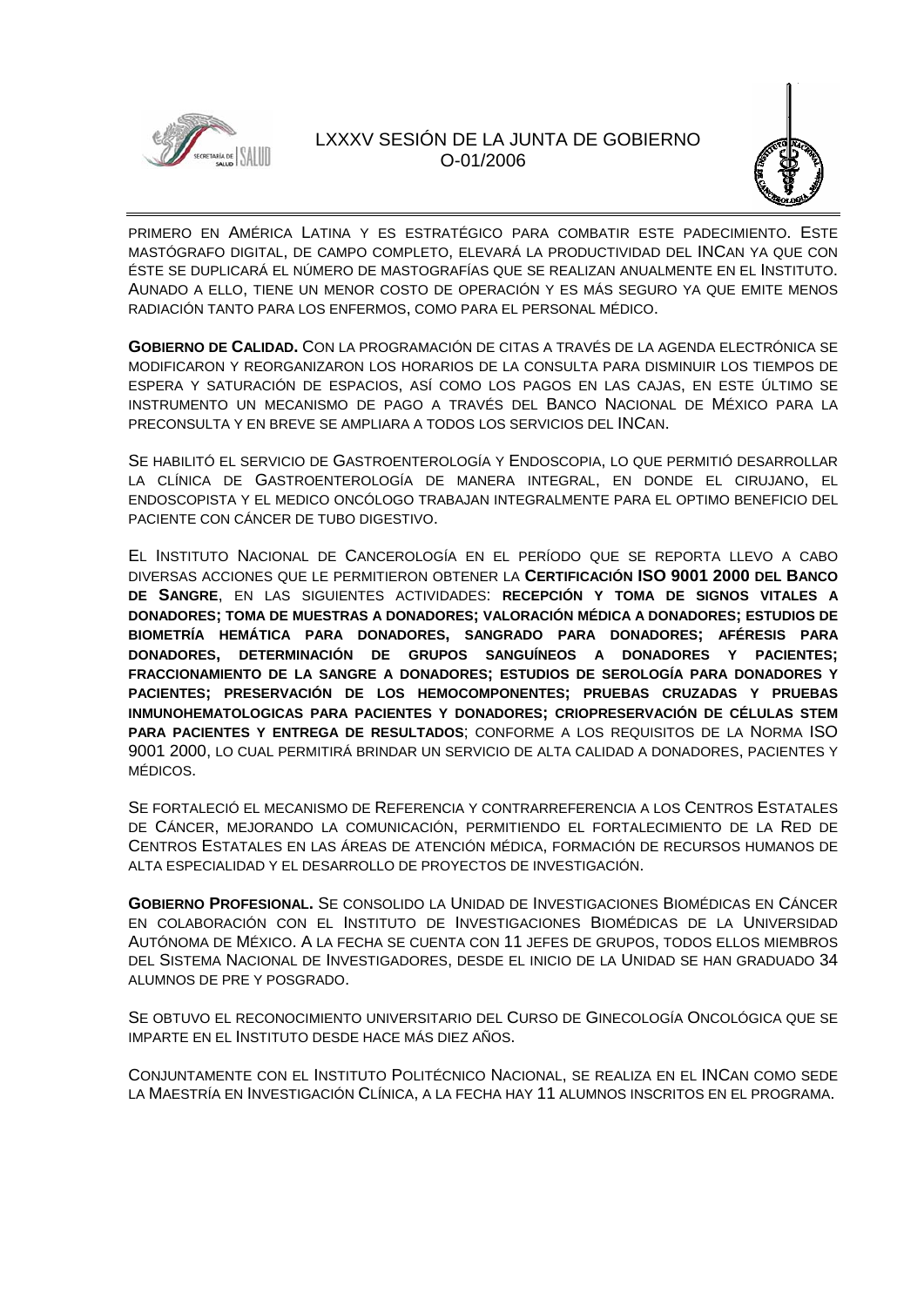PRIMERO EN AMÉRICA LATINA Y ES ESTRATÉGICO PARA COMBATIR ESTE PADECIMIENTO. ESTE MASTÓGRAFO DIGITAL, DE CAMPO COMPLETO, ELEVARÁ LA PRODUCTIVIDAD DEL INCAN YA QUE CON ÉSTE SE DUPLICARÁ EL NÚMERO DE MASTOGRAFÍAS QUE SE REALIZAN ANUALMENTE EN EL INSTITUTO. AUNADO A ELLO, TIENE UN MENOR COSTO DE OPERACIÓN Y ES MÁS SEGURO YA QUE EMITE MENOS RADIACIÓN TANTO PARA LOS ENFERMOS, COMO PARA EL PERSONAL MÉDICO.

**GOBIERNO DE CALIDAD.** CON LA PROGRAMACIÓN DE CITAS A TRAVÉS DE LA AGENDA ELECTRÓNICA SE MODIFICARON Y REORGANIZARON LOS HORARIOS DE LA CONSULTA PARA DISMINUIR LOS TIEMPOS DE ESPERA Y SATURACIÓN DE ESPACIOS, ASÍ COMO LOS PAGOS EN LAS CAJAS, EN ESTE ÚLTIMO SE INSTRUMENTO UN MECANISMO DE PAGO A TRAVÉS DEL BANCO NACIONAL DE MÉXICO PARA LA PRECONSULTA Y EN BREVE SE AMPLIARA A TODOS LOS SERVICIOS DEL INCAN.

SE HABILITÓ EL SERVICIO DE GASTROENTEROLOGÍA Y ENDOSCOPIA, LO QUE PERMITIÓ DESARROLLAR LA CLÍNICA DE GASTROENTEROLOGÍA DE MANERA INTEGRAL, EN DONDE EL CIRUJANO, EL ENDOSCOPISTA Y EL MEDICO ONCÓLOGO TRABAJAN INTEGRALMENTE PARA EL OPTIMO BENEFICIO DEL PACIENTE CON CÁNCER DE TUBO DIGESTIVO.

EL INSTITUTO NACIONAL DE CANCEROLOGÍA EN EL PERÍODO QUE SE REPORTA LLEVO A CABO DIVERSAS ACCIONES QUE LE PERMITIERON OBTENER LA **CERTIFICACIÓN ISO 9001 2000 DEL BANCO DE SANGRE**, EN LAS SIGUIENTES ACTIVIDADES: **RECEPCIÓN Y TOMA DE SIGNOS VITALES A DONADORES; TOMA DE MUESTRAS A DONADORES; VALORACIÓN MÉDICA A DONADORES; ESTUDIOS DE BIOMETRÍA HEMÁTICA PARA DONADORES, SANGRADO PARA DONADORES; AFÉRESIS PARA DONADORES, DETERMINACIÓN DE GRUPOS SANGUÍNEOS A DONADORES Y PACIENTES; FRACCIONAMIENTO DE LA SANGRE A DONADORES; ESTUDIOS DE SEROLOGÍA PARA DONADORES Y PACIENTES; PRESERVACIÓN DE LOS HEMOCOMPONENTES; PRUEBAS CRUZADAS Y PRUEBAS INMUNOHEMATOLOGICAS PARA PACIENTES Y DONADORES; CRIOPRESERVACIÓN DE CÉLULAS STEM PARA PACIENTES Y ENTREGA DE RESULTADOS**; CONFORME A LOS REQUISITOS DE LA NORMA ISO 9001 2000, LO CUAL PERMITIRÁ BRINDAR UN SERVICIO DE ALTA CALIDAD A DONADORES, PACIENTES Y MÉDICOS.

SE FORTALECIÓ EL MECANISMO DE REFERENCIA Y CONTRARREFERENCIA A LOS CENTROS ESTATALES DE CÁNCER, MEJORANDO LA COMUNICACIÓN, PERMITIENDO EL FORTALECIMIENTO DE LA RED DE CENTROS ESTATALES EN LAS ÁREAS DE ATENCIÓN MÉDICA, FORMACIÓN DE RECURSOS HUMANOS DE ALTA ESPECIALIDAD Y EL DESARROLLO DE PROYECTOS DE INVESTIGACIÓN.

**GOBIERNO PROFESIONAL.** SE CONSOLIDO LA UNIDAD DE INVESTIGACIONES BIOMÉDICAS EN CÁNCER EN COLABORACIÓN CON EL INSTITUTO DE INVESTIGACIONES BIOMÉDICAS DE LA UNIVERSIDAD AUTÓNOMA DE MÉXICO. A LA FECHA SE CUENTA CON 11 JEFES DE GRUPOS, TODOS ELLOS MIEMBROS DEL SISTEMA NACIONAL DE INVESTIGADORES, DESDE EL INICIO DE LA UNIDAD SE HAN GRADUADO 34 ALUMNOS DE PRE Y POSGRADO.

SE OBTUVO EL RECONOCIMIENTO UNIVERSITARIO DEL CURSO DE GINECOLOGÍA ONCOLÓGICA QUE SE IMPARTE EN EL INSTITUTO DESDE HACE MÁS DIEZ AÑOS.

CONJUNTAMENTE CON EL INSTITUTO POLITÉCNICO NACIONAL, SE REALIZA EN EL INCAN COMO SEDE LA MAESTRÍA EN INVESTIGACIÓN CLÍNICA, A LA FECHA HAY 11 ALUMNOS INSCRITOS EN EL PROGRAMA.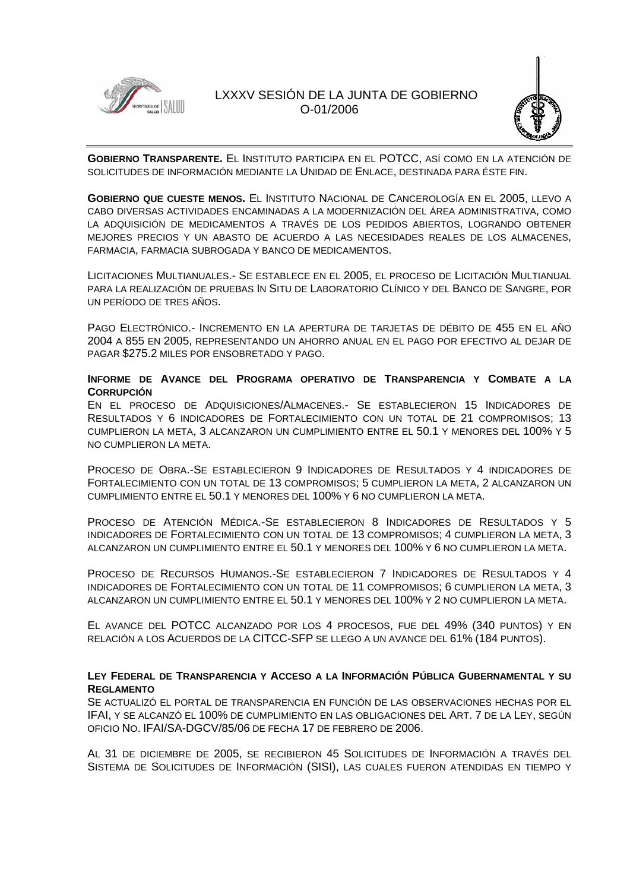**Gobierno Transparente.** El Instituto participa en el POTCC, así como en la atención de solicitudes de información mediante la Unidad de Enlace, destinada para éste fin.

**Gobierno que cueste menos.** El Instituto Nacional de Cancerología en el 2005, llevo a cabo diversas actividades encaminadas a la modernización del área administrativa, como la adquisición de medicamentos a través de los pedidos abiertos, logrando obtener mejores precios y un abasto de acuerdo a las necesidades reales de los almacenes, farmacia, farmacia subrogada y banco de medicamentos.

Licitaciones Multianuales.- Se establece en el 2005, el proceso de Licitación Multianual para la realización de pruebas In Situ de Laboratorio Clínico y del Banco de Sangre, por un período de tres años.

Pago Electrónico.- Incremento en la apertura de tarjetas de débito de 455 en el año 2004 a 855 en 2005, representando un ahorro anual en el pago por efectivo al dejar de pagar $275.2 miles por ensobretado y pago.

**Informe de Avance del Programa operativo de Transparencia y Combate a la Corrupción**

En el proceso de Adquisiciones/Almacenes.- Se establecieron 15 Indicadores de Resultados y 6 indicadores de Fortalecimiento con un total de 21 compromisos; 13 cumplieron la meta, 3 alcanzaron un cumplimiento entre el 50.1 y menores del 100% y 5 no cumplieron la meta.

Proceso de Obra.-Se establecieron 9 Indicadores de Resultados y 4 indicadores de Fortalecimiento con un total de 13 compromisos; 5 cumplieron la meta, 2 alcanzaron un cumplimiento entre el 50.1 y menores del 100% y 6 no cumplieron la meta.

Proceso de Atención Médica.-Se establecieron 8 Indicadores de Resultados y 5 indicadores de Fortalecimiento con un total de 13 compromisos; 4 cumplieron la meta, 3 alcanzaron un cumplimiento entre el 50.1 y menores del 100% y 6 no cumplieron la meta.

Proceso de Recursos Humanos.-Se establecieron 7 Indicadores de Resultados y 4 indicadores de Fortalecimiento con un total de 11 compromisos; 6 cumplieron la meta, 3 alcanzaron un cumplimiento entre el 50.1 y menores del 100% y 2 no cumplieron la meta.

El avance del POTCC alcanzado por los 4 procesos, fue del 49% (340 puntos) y en relación a los Acuerdos de la CITCC-SFP se llego a un avance del 61% (184 puntos).

**Ley Federal de Transparencia y Acceso a la Información Pública Gubernamental y su Reglamento**

Se actualizó el portal de transparencia en función de las observaciones hechas por el IFAI, y se alcanzó el 100% de cumplimiento en las obligaciones del Art. 7 de la Ley, según oficio No. IFAI/SA-DGCV/85/06 de fecha 17 de febrero de 2006.

Al 31 de diciembre de 2005, se recibieron 45 Solicitudes de Información a través del Sistema de Solicitudes de Información (SISI), las cuales fueron atendidas en tiempo y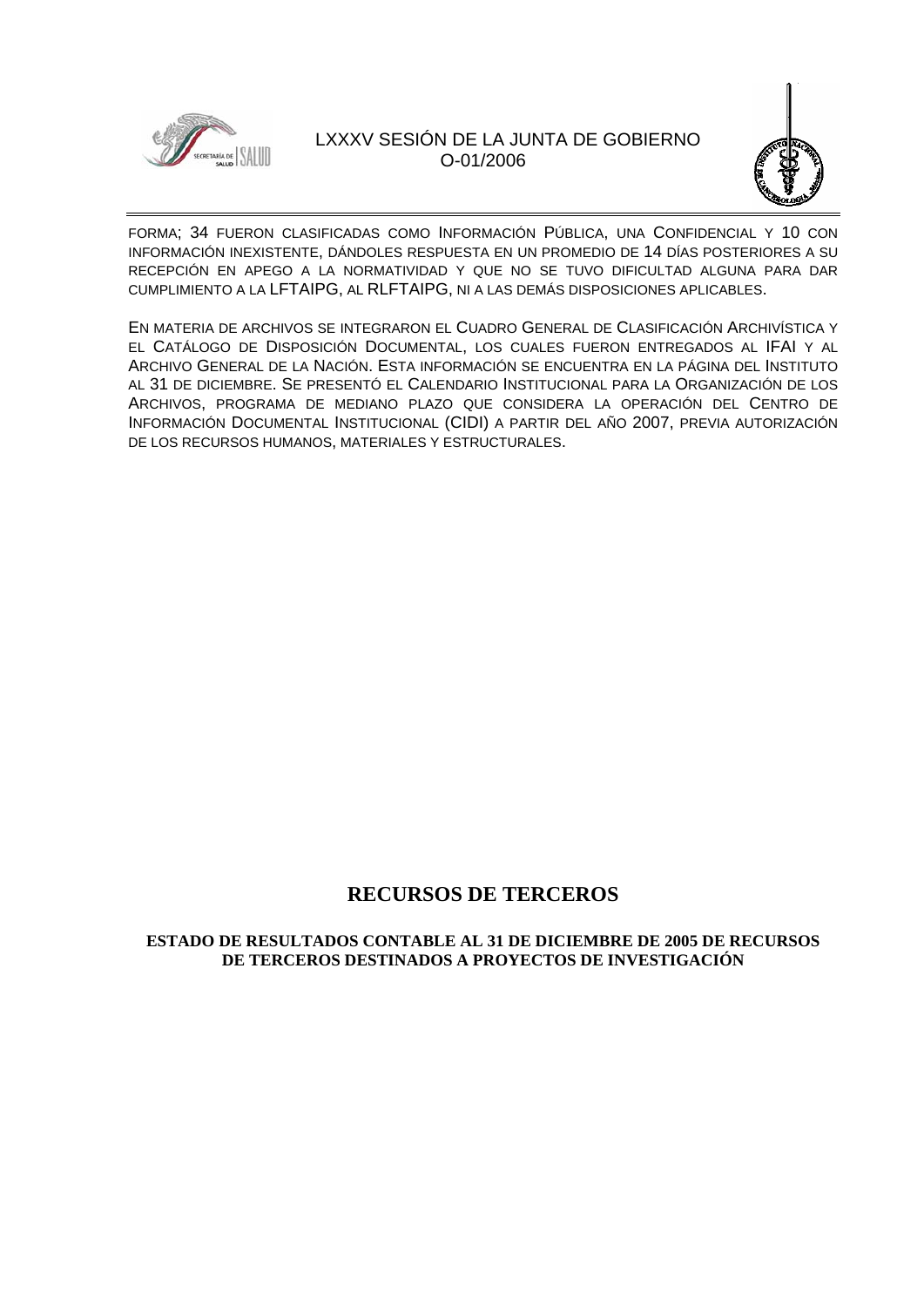FORMA; 34 FUERON CLASIFICADAS COMO INFORMACIÓN PÚBLICA, UNA CONFIDENCIAL Y 10 CON INFORMACIÓN INEXISTENTE, DÁNDOLES RESPUESTA EN UN PROMEDIO DE 14 DÍAS POSTERIORES A SU RECEPCIÓN EN APEGO A LA NORMATIVIDAD Y QUE NO SE TUVO DIFICULTAD ALGUNA PARA DAR CUMPLIMIENTO A LA LFTAIPG, AL RLFTAIPG, NI A LAS DEMÁS DISPOSICIONES APLICABLES.

EN MATERIA DE ARCHIVOS SE INTEGRARON EL CUADRO GENERAL DE CLASIFICACIÓN ARCHIVÍSTICA Y EL CATÁLOGO DE DISPOSICIÓN DOCUMENTAL, LOS CUALES FUERON ENTREGADOS AL IFAI Y AL ARCHIVO GENERAL DE LA NACIÓN. ESTA INFORMACIÓN SE ENCUENTRA EN LA PÁGINA DEL INSTITUTO AL 31 DE DICIEMBRE. SE PRESENTÓ EL CALENDARIO INSTITUCIONAL PARA LA ORGANIZACIÓN DE LOS ARCHIVOS, PROGRAMA DE MEDIANO PLAZO QUE CONSIDERA LA OPERACIÓN DEL CENTRO DE INFORMACIÓN DOCUMENTAL INSTITUCIONAL (CIDI) A PARTIR DEL AÑO 2007, PREVIA AUTORIZACIÓN DE LOS RECURSOS HUMANOS, MATERIALES Y ESTRUCTURALES.

## RECURSOS DE TERCEROS

### ESTADO DE RESULTADOS CONTABLE AL 31 DE DICIEMBRE DE 2005 DE RECURSOS DE TERCEROS DESTINADOS A PROYECTOS DE INVESTIGACIÓN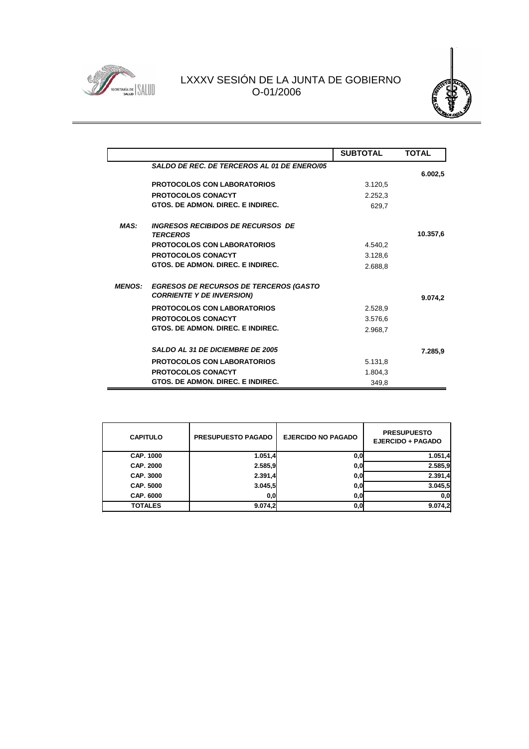# LXXXV SESIÓN DE LA JUNTA DE GOBIERNO
O-01/2006

| | | SUBTOTAL | TOTAL |
|---|---|---|---|
| | ***SALDO DE REC. DE TERCEROS AL 01 DE ENERO/05*** | | **6.002,5** |
| | **PROTOCOLOS CON LABORATORIOS** | 3.120,5 | |
| | **PROTOCOLOS CONACYT** | 2.252,3 | |
| | **GTOS. DE ADMON. DIREC. E INDIREC.** | 629,7 | |
| ***MAS:*** | ***INGRESOS RECIBIDOS DE RECURSOS DE TERCEROS*** | | **10.357,6** |
| | **PROTOCOLOS CON LABORATORIOS** | 4.540,2 | |
| | **PROTOCOLOS CONACYT** | 3.128,6 | |
| | **GTOS. DE ADMON. DIREC. E INDIREC.** | 2.688,8 | |
| ***MENOS:*** | ***EGRESOS DE RECURSOS DE TERCEROS (GASTO CORRIENTE Y DE INVERSION)*** | | **9.074,2** |
| | **PROTOCOLOS CON LABORATORIOS** | 2.528,9 | |
| | **PROTOCOLOS CONACYT** | 3.576,6 | |
| | **GTOS. DE ADMON. DIREC. E INDIREC.** | 2.968,7 | |
| | ***SALDO AL 31 DE DICIEMBRE DE 2005*** | | **7.285,9** |
| | **PROTOCOLOS CON LABORATORIOS** | 5.131,8 | |
| | **PROTOCOLOS CONACYT** | 1.804,3 | |
| | **GTOS. DE ADMON. DIREC. E INDIREC.** | 349,8 | |

| CAPITULO | PRESUPUESTO PAGADO | EJERCIDO NO PAGADO | PRESUPUESTO EJERCIDO + PAGADO |
|---|---|---|---|
| CAP. 1000 | 1.051,4 | 0,0 | 1.051,4 |
| CAP. 2000 | 2.585,9 | 0,0 | 2.585,9 |
| CAP. 3000 | 2.391,4 | 0,0 | 2.391,4 |
| CAP. 5000 | 3.045,5 | 0,0 | 3.045,5 |
| CAP. 6000 | 0,0 | 0,0 | 0,0 |
| **TOTALES** | **9.074,2** | **0,0** | **9.074,2** |